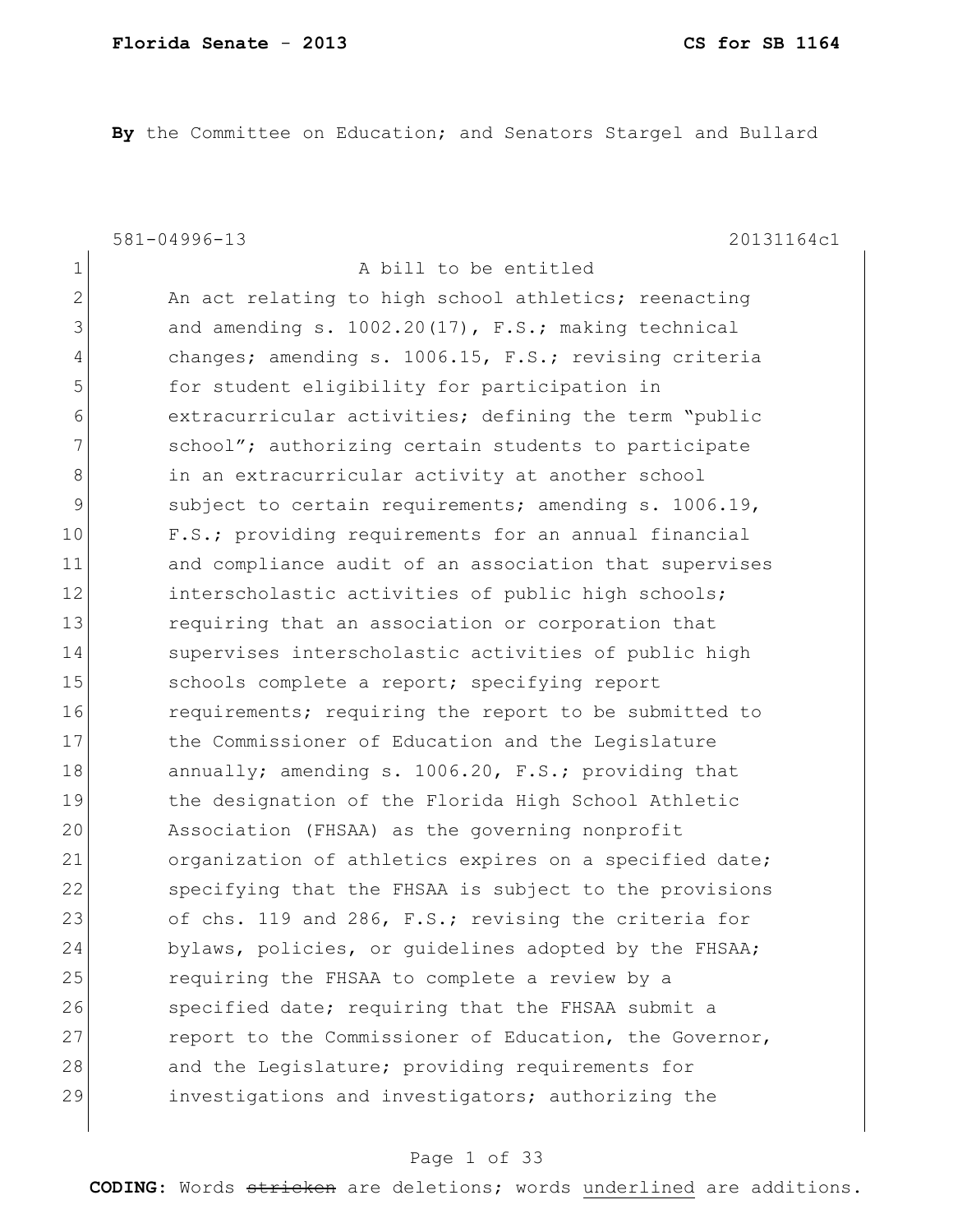**By** the Committee on Education; and Senators Stargel and Bullard

581-04996-13 20131164c1

1 A bill to be entitled
2 An act relating to high school athletics; reenacting
3 and amending s. 1002.20(17), F.S.; making technical
4 changes; amending s. 1006.15, F.S.; revising criteria
5 for student eligibility for participation in
6 extracurricular activities; defining the term "public
7 school"; authorizing certain students to participate
8 in an extracurricular activity at another school
9 subject to certain requirements; amending s. 1006.19,
10 F.S.; providing requirements for an annual financial
11 and compliance audit of an association that supervises
12 interscholastic activities of public high schools;
13 requiring that an association or corporation that
14 supervises interscholastic activities of public high
15 schools complete a report; specifying report
16 requirements; requiring the report to be submitted to
17 the Commissioner of Education and the Legislature
18 annually; amending s. 1006.20, F.S.; providing that
19 the designation of the Florida High School Athletic
20 Association (FHSAA) as the governing nonprofit
21 organization of athletics expires on a specified date;
22 specifying that the FHSAA is subject to the provisions
23 of chs. 119 and 286, F.S.; revising the criteria for
24 bylaws, policies, or guidelines adopted by the FHSAA;
25 requiring the FHSAA to complete a review by a
26 specified date; requiring that the FHSAA submit a
27 report to the Commissioner of Education, the Governor,
28 and the Legislature; providing requirements for
29 investigations and investigators; authorizing the

**CODING:** Words ~~stricken~~ are deletions; words underlined are additions.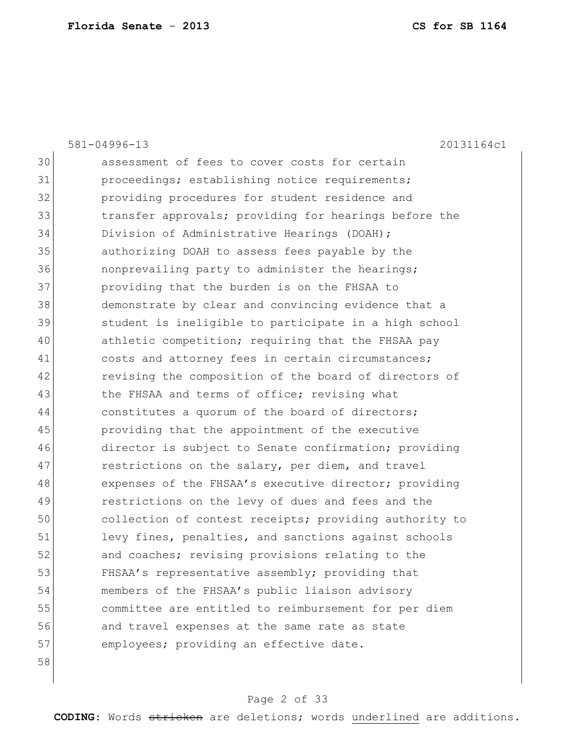assessment of fees to cover costs for certain proceedings; establishing notice requirements; providing procedures for student residence and transfer approvals; providing for hearings before the Division of Administrative Hearings (DOAH); authorizing DOAH to assess fees payable by the nonprevailing party to administer the hearings; providing that the burden is on the FHSAA to demonstrate by clear and convincing evidence that a student is ineligible to participate in a high school athletic competition; requiring that the FHSAA pay costs and attorney fees in certain circumstances; revising the composition of the board of directors of the FHSAA and terms of office; revising what constitutes a quorum of the board of directors; providing that the appointment of the executive director is subject to Senate confirmation; providing restrictions on the salary, per diem, and travel expenses of the FHSAA's executive director; providing restrictions on the levy of dues and fees and the collection of contest receipts; providing authority to levy fines, penalties, and sanctions against schools and coaches; revising provisions relating to the FHSAA's representative assembly; providing that members of the FHSAA's public liaison advisory committee are entitled to reimbursement for per diem and travel expenses at the same rate as state employees; providing an effective date.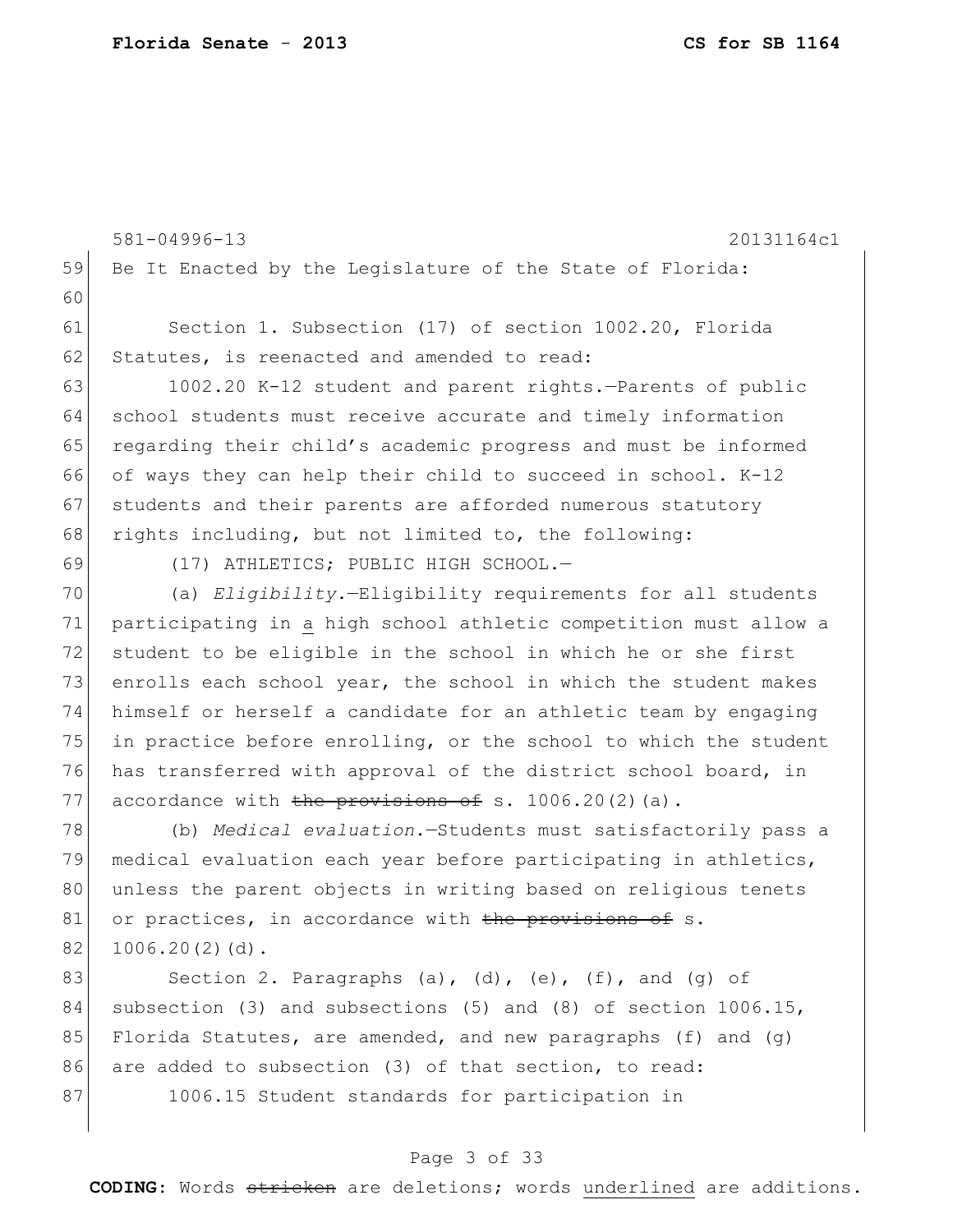Be It Enacted by the Legislature of the State of Florida:

Section 1. Subsection (17) of section 1002.20, Florida Statutes, is reenacted and amended to read:

1002.20 K-12 student and parent rights.—Parents of public school students must receive accurate and timely information regarding their child's academic progress and must be informed of ways they can help their child to succeed in school. K-12 students and their parents are afforded numerous statutory rights including, but not limited to, the following:

(17) ATHLETICS; PUBLIC HIGH SCHOOL.—

(a) *Eligibility.*—Eligibility requirements for all students participating in <u>a</u> high school athletic competition must allow a student to be eligible in the school in which he or she first enrolls each school year, the school in which the student makes himself or herself a candidate for an athletic team by engaging in practice before enrolling, or the school to which the student has transferred with approval of the district school board, in accordance with ~~the provisions of~~ s. 1006.20(2)(a).

(b) *Medical evaluation.*—Students must satisfactorily pass a medical evaluation each year before participating in athletics, unless the parent objects in writing based on religious tenets or practices, in accordance with ~~the provisions of~~ s. 1006.20(2)(d).

Section 2. Paragraphs (a), (d), (e), (f), and (g) of subsection (3) and subsections (5) and (8) of section 1006.15, Florida Statutes, are amended, and new paragraphs (f) and (g) are added to subsection (3) of that section, to read:

1006.15 Student standards for participation in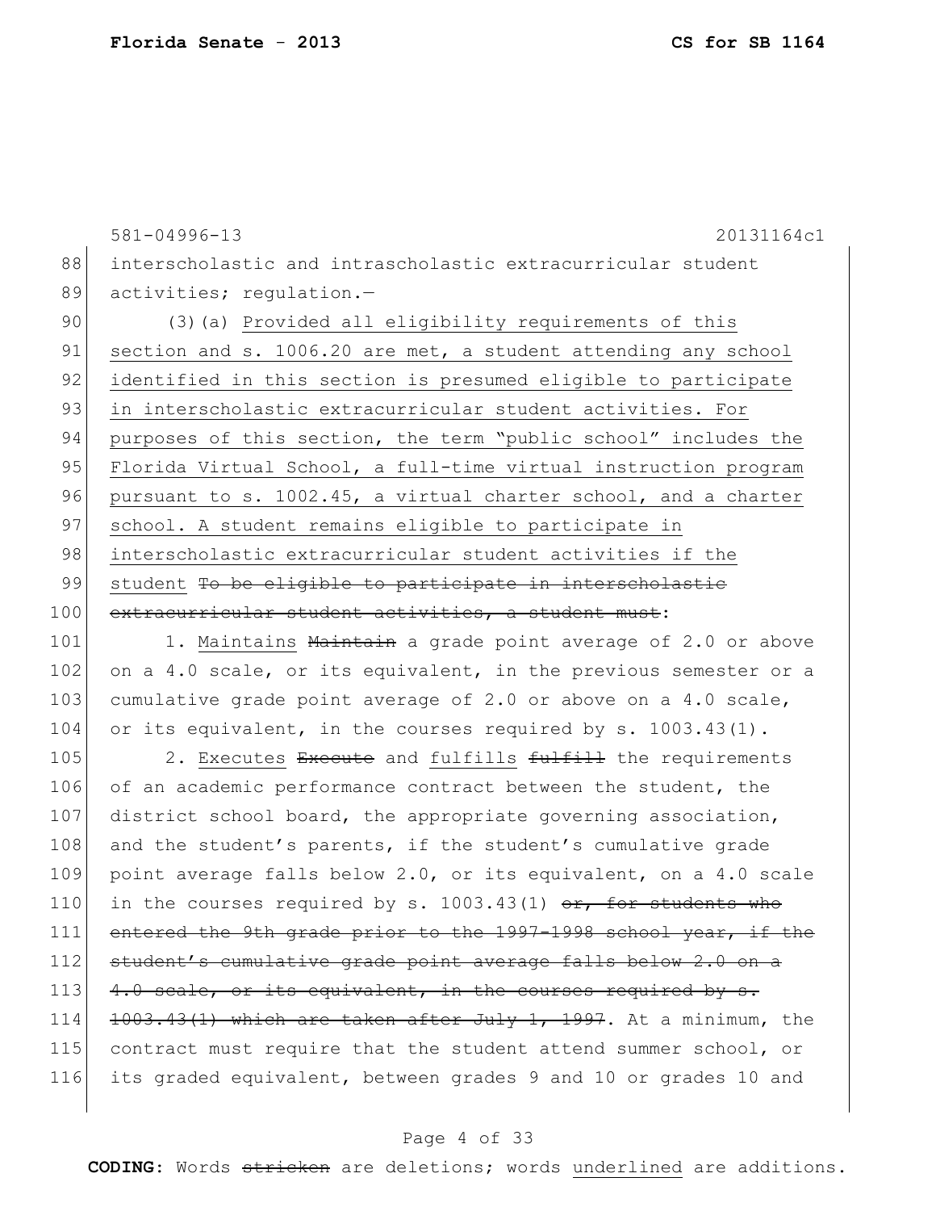interscholastic and intrascholastic extracurricular student activities; regulation.—

(3)(a) <u>Provided all eligibility requirements of this section and s. 1006.20 are met, a student attending any school identified in this section is presumed eligible to participate in interscholastic extracurricular student activities. For purposes of this section, the term "public school" includes the Florida Virtual School, a full-time virtual instruction program pursuant to s. 1002.45, a virtual charter school, and a charter school. A student remains eligible to participate in interscholastic extracurricular student activities if the student</u> ~~To be eligible to participate in interscholastic extracurricular student activities, a student must~~:

1. <u>Maintains</u> ~~Maintain~~ a grade point average of 2.0 or above on a 4.0 scale, or its equivalent, in the previous semester or a cumulative grade point average of 2.0 or above on a 4.0 scale, or its equivalent, in the courses required by s. 1003.43(1).

2. <u>Executes</u> ~~Execute~~ and <u>fulfills</u> ~~fulfill~~ the requirements of an academic performance contract between the student, the district school board, the appropriate governing association, and the student's parents, if the student's cumulative grade point average falls below 2.0, or its equivalent, on a 4.0 scale in the courses required by s. 1003.43(1) ~~or, for students who entered the 9th grade prior to the 1997-1998 school year, if the student's cumulative grade point average falls below 2.0 on a 4.0 scale, or its equivalent, in the courses required by s. 1003.43(1) which are taken after July 1, 1997~~. At a minimum, the contract must require that the student attend summer school, or its graded equivalent, between grades 9 and 10 or grades 10 and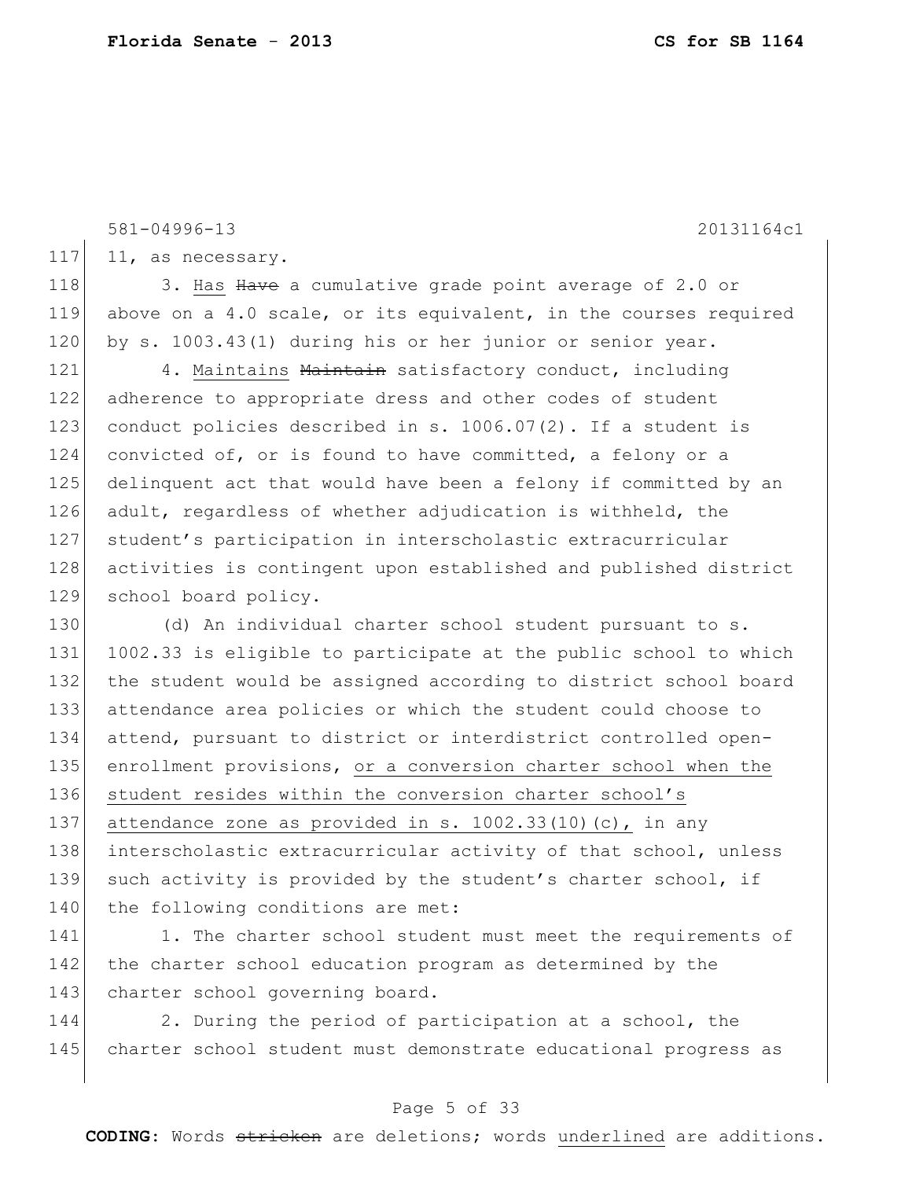11, as necessary.

3. Has ~~Have~~ a cumulative grade point average of 2.0 or above on a 4.0 scale, or its equivalent, in the courses required by s. 1003.43(1) during his or her junior or senior year.

4. Maintains ~~Maintain~~ satisfactory conduct, including adherence to appropriate dress and other codes of student conduct policies described in s. 1006.07(2). If a student is convicted of, or is found to have committed, a felony or a delinquent act that would have been a felony if committed by an adult, regardless of whether adjudication is withheld, the student's participation in interscholastic extracurricular activities is contingent upon established and published district school board policy.

(d) An individual charter school student pursuant to s. 1002.33 is eligible to participate at the public school to which the student would be assigned according to district school board attendance area policies or which the student could choose to attend, pursuant to district or interdistrict controlled open-enrollment provisions, <u>or a conversion charter school when the student resides within the conversion charter school's attendance zone as provided in s. 1002.33(10)(c),</u> in any interscholastic extracurricular activity of that school, unless such activity is provided by the student's charter school, if the following conditions are met:

1. The charter school student must meet the requirements of the charter school education program as determined by the charter school governing board.

2. During the period of participation at a school, the charter school student must demonstrate educational progress as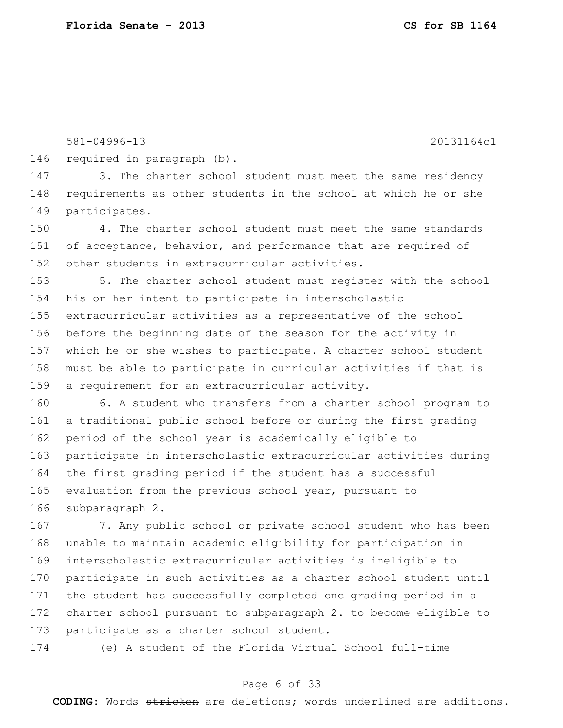required in paragraph (b).

3. The charter school student must meet the same residency requirements as other students in the school at which he or she participates.

4. The charter school student must meet the same standards of acceptance, behavior, and performance that are required of other students in extracurricular activities.

5. The charter school student must register with the school his or her intent to participate in interscholastic extracurricular activities as a representative of the school before the beginning date of the season for the activity in which he or she wishes to participate. A charter school student must be able to participate in curricular activities if that is a requirement for an extracurricular activity.

6. A student who transfers from a charter school program to a traditional public school before or during the first grading period of the school year is academically eligible to participate in interscholastic extracurricular activities during the first grading period if the student has a successful evaluation from the previous school year, pursuant to subparagraph 2.

7. Any public school or private school student who has been unable to maintain academic eligibility for participation in interscholastic extracurricular activities is ineligible to participate in such activities as a charter school student until the student has successfully completed one grading period in a charter school pursuant to subparagraph 2. to become eligible to participate as a charter school student.

(e) A student of the Florida Virtual School full-time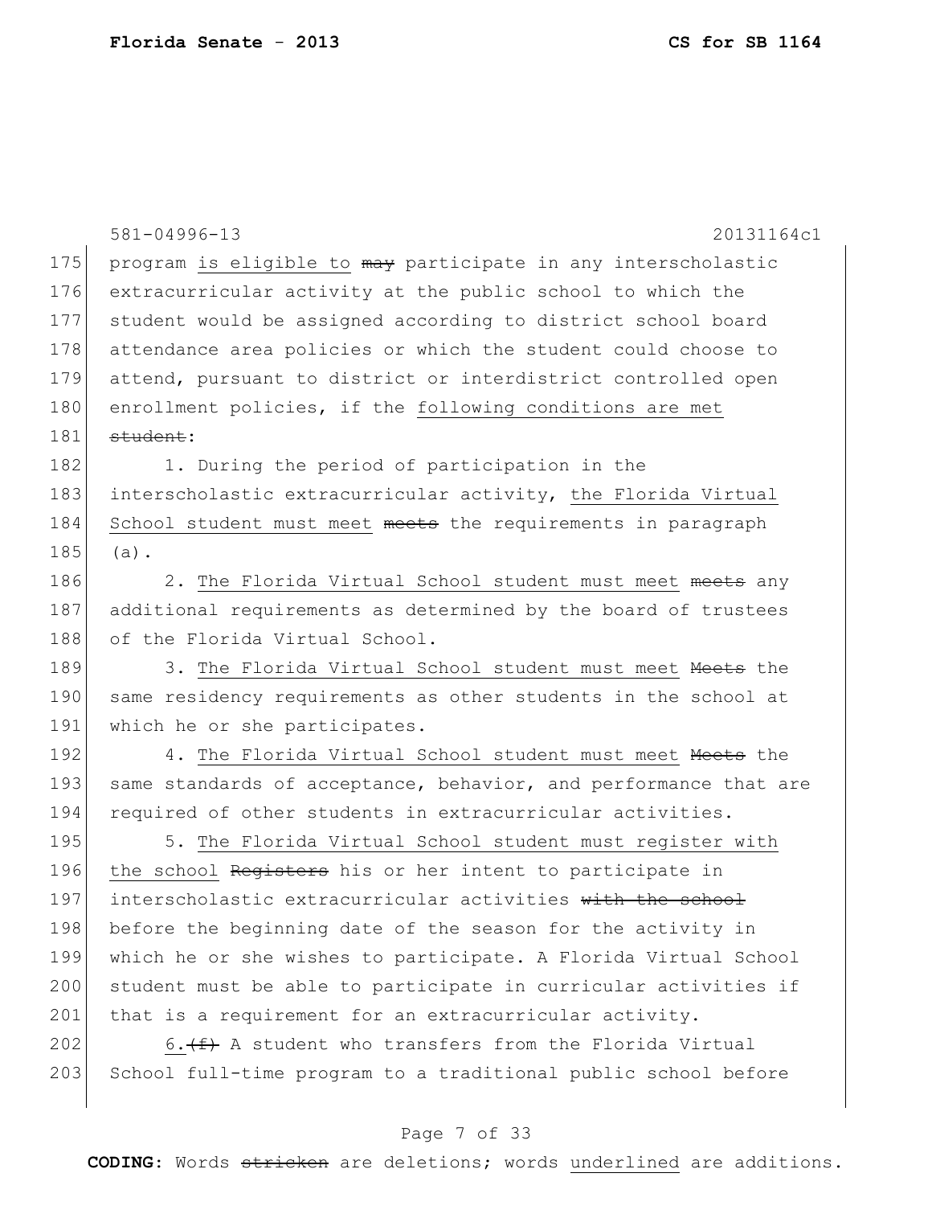program is eligible to ~~may~~ participate in any interscholastic extracurricular activity at the public school to which the student would be assigned according to district school board attendance area policies or which the student could choose to attend, pursuant to district or interdistrict controlled open enrollment policies, if the following conditions are met ~~student~~:

1. During the period of participation in the interscholastic extracurricular activity, the Florida Virtual School student must meet ~~meets~~ the requirements in paragraph (a).

2. The Florida Virtual School student must meet ~~meets~~ any additional requirements as determined by the board of trustees of the Florida Virtual School.

3. The Florida Virtual School student must meet ~~Meets~~ the same residency requirements as other students in the school at which he or she participates.

4. The Florida Virtual School student must meet ~~Meets~~ the same standards of acceptance, behavior, and performance that are required of other students in extracurricular activities.

5. The Florida Virtual School student must register with the school ~~Registers~~ his or her intent to participate in interscholastic extracurricular activities ~~with the school~~ before the beginning date of the season for the activity in which he or she wishes to participate. A Florida Virtual School student must be able to participate in curricular activities if that is a requirement for an extracurricular activity.

6.~~(f)~~ A student who transfers from the Florida Virtual School full-time program to a traditional public school before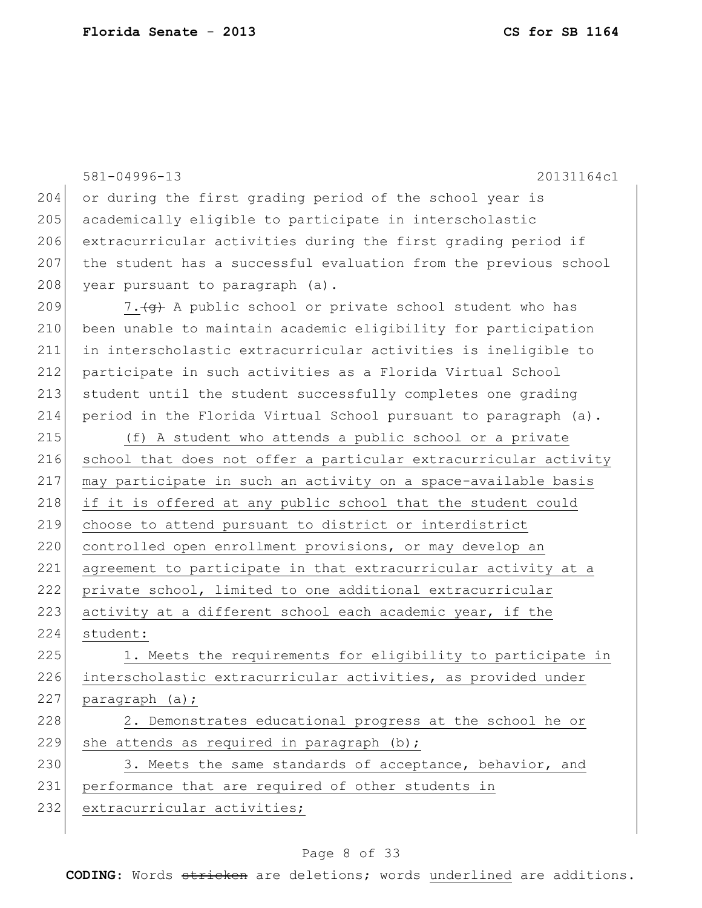or during the first grading period of the school year is academically eligible to participate in interscholastic extracurricular activities during the first grading period if the student has a successful evaluation from the previous school year pursuant to paragraph (a).

7.~~(g)~~ A public school or private school student who has been unable to maintain academic eligibility for participation in interscholastic extracurricular activities is ineligible to participate in such activities as a Florida Virtual School student until the student successfully completes one grading period in the Florida Virtual School pursuant to paragraph (a).

<u>(f) A student who attends a public school or a private school that does not offer a particular extracurricular activity may participate in such an activity on a space-available basis if it is offered at any public school that the student could choose to attend pursuant to district or interdistrict controlled open enrollment provisions, or may develop an agreement to participate in that extracurricular activity at a private school, limited to one additional extracurricular activity at a different school each academic year, if the student:</u>

<u>1. Meets the requirements for eligibility to participate in interscholastic extracurricular activities, as provided under paragraph (a);</u>

<u>2. Demonstrates educational progress at the school he or she attends as required in paragraph (b);</u>

<u>3. Meets the same standards of acceptance, behavior, and performance that are required of other students in extracurricular activities;</u>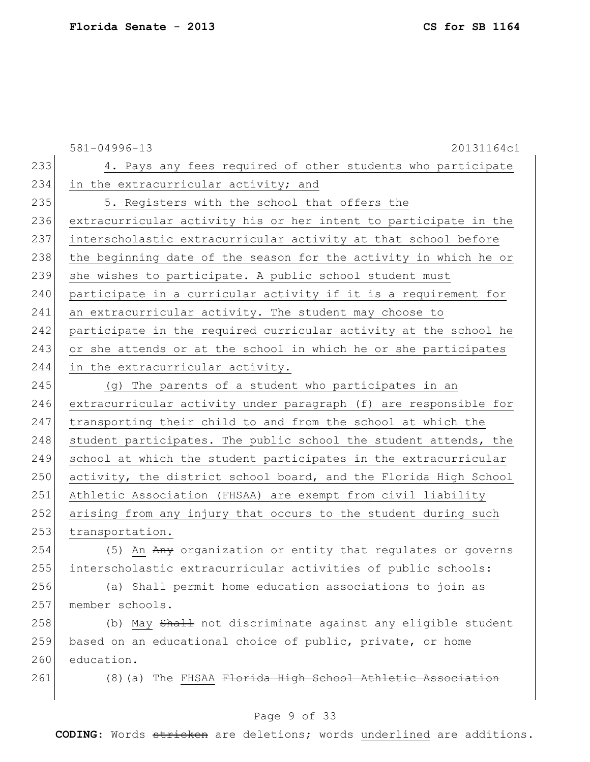4. Pays any fees required of other students who participate in the extracurricular activity; and

5. Registers with the school that offers the extracurricular activity his or her intent to participate in the interscholastic extracurricular activity at that school before the beginning date of the season for the activity in which he or she wishes to participate. A public school student must participate in a curricular activity if it is a requirement for an extracurricular activity. The student may choose to participate in the required curricular activity at the school he or she attends or at the school in which he or she participates in the extracurricular activity.

(g) The parents of a student who participates in an extracurricular activity under paragraph (f) are responsible for transporting their child to and from the school at which the student participates. The public school the student attends, the school at which the student participates in the extracurricular activity, the district school board, and the Florida High School Athletic Association (FHSAA) are exempt from civil liability arising from any injury that occurs to the student during such transportation.

(5) An ~~Any~~ organization or entity that regulates or governs interscholastic extracurricular activities of public schools:

(a) Shall permit home education associations to join as member schools.

(b) May ~~Shall~~ not discriminate against any eligible student based on an educational choice of public, private, or home education.

(8)(a) The FHSAA ~~Florida High School Athletic Association~~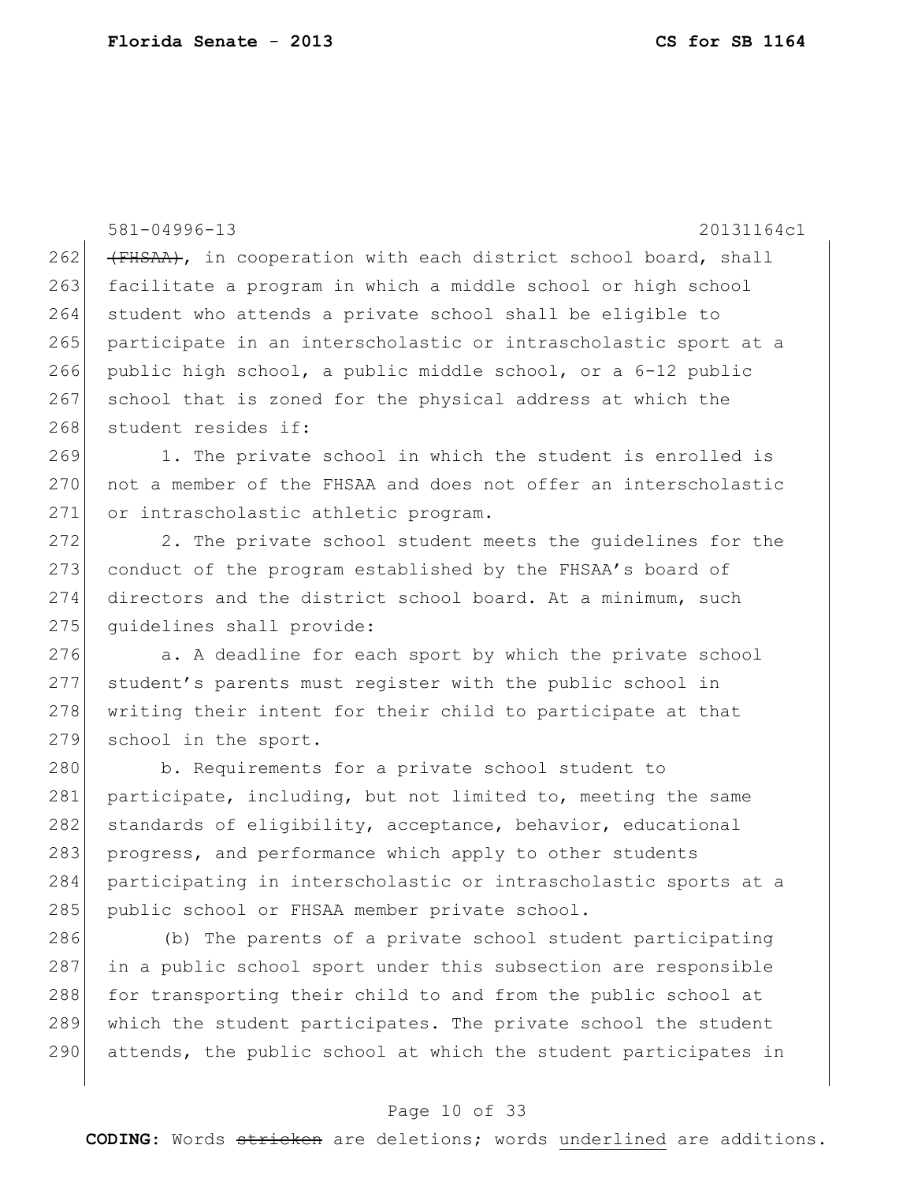~~(FHSAA)~~, in cooperation with each district school board, shall facilitate a program in which a middle school or high school student who attends a private school shall be eligible to participate in an interscholastic or intrascholastic sport at a public high school, a public middle school, or a 6-12 public school that is zoned for the physical address at which the student resides if:

1. The private school in which the student is enrolled is not a member of the FHSAA and does not offer an interscholastic or intrascholastic athletic program.

2. The private school student meets the guidelines for the conduct of the program established by the FHSAA's board of directors and the district school board. At a minimum, such guidelines shall provide:

a. A deadline for each sport by which the private school student's parents must register with the public school in writing their intent for their child to participate at that school in the sport.

b. Requirements for a private school student to participate, including, but not limited to, meeting the same standards of eligibility, acceptance, behavior, educational progress, and performance which apply to other students participating in interscholastic or intrascholastic sports at a public school or FHSAA member private school.

(b) The parents of a private school student participating in a public school sport under this subsection are responsible for transporting their child to and from the public school at which the student participates. The private school the student attends, the public school at which the student participates in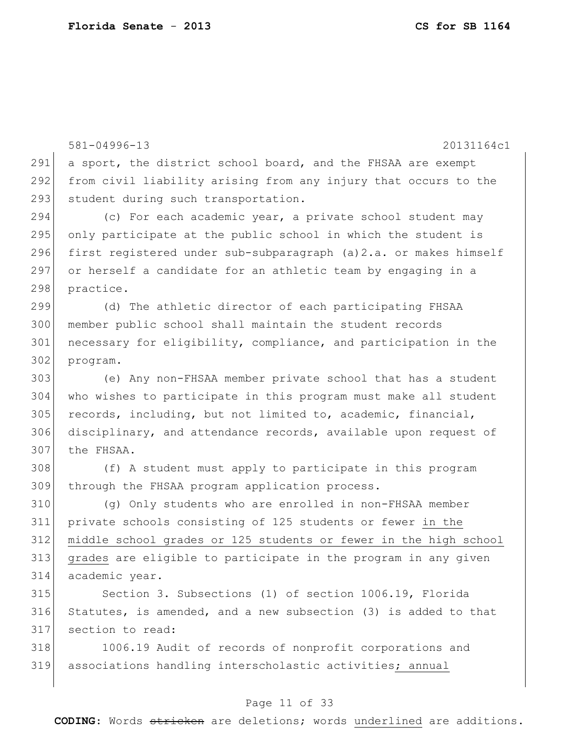a sport, the district school board, and the FHSAA are exempt from civil liability arising from any injury that occurs to the student during such transportation.

(c) For each academic year, a private school student may only participate at the public school in which the student is first registered under sub-subparagraph (a)2.a. or makes himself or herself a candidate for an athletic team by engaging in a practice.

(d) The athletic director of each participating FHSAA member public school shall maintain the student records necessary for eligibility, compliance, and participation in the program.

(e) Any non-FHSAA member private school that has a student who wishes to participate in this program must make all student records, including, but not limited to, academic, financial, disciplinary, and attendance records, available upon request of the FHSAA.

(f) A student must apply to participate in this program through the FHSAA program application process.

(g) Only students who are enrolled in non-FHSAA member private schools consisting of 125 students or fewer <u>in the middle school grades or 125 students or fewer in the high school grades</u> are eligible to participate in the program in any given academic year.

Section 3. Subsections (1) of section 1006.19, Florida Statutes, is amended, and a new subsection (3) is added to that section to read:

1006.19 Audit of records of nonprofit corporations and associations handling interscholastic activities<u>; annual</u>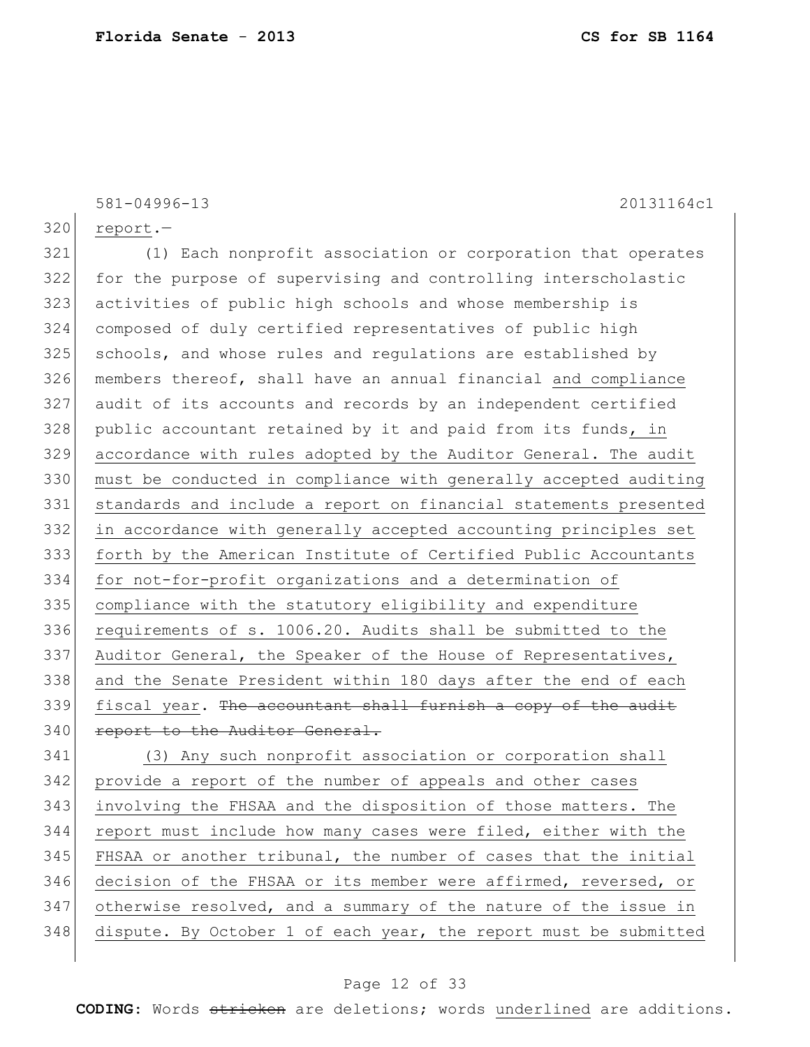581-04996-13 20131164c1

report.—

(1) Each nonprofit association or corporation that operates for the purpose of supervising and controlling interscholastic activities of public high schools and whose membership is composed of duly certified representatives of public high schools, and whose rules and regulations are established by members thereof, shall have an annual financial and compliance audit of its accounts and records by an independent certified public accountant retained by it and paid from its funds, in accordance with rules adopted by the Auditor General. The audit must be conducted in compliance with generally accepted auditing standards and include a report on financial statements presented in accordance with generally accepted accounting principles set forth by the American Institute of Certified Public Accountants for not-for-profit organizations and a determination of compliance with the statutory eligibility and expenditure requirements of s. 1006.20. Audits shall be submitted to the Auditor General, the Speaker of the House of Representatives, and the Senate President within 180 days after the end of each fiscal year. ~~The accountant shall furnish a copy of the audit report to the Auditor General.~~

(3) Any such nonprofit association or corporation shall provide a report of the number of appeals and other cases involving the FHSAA and the disposition of those matters. The report must include how many cases were filed, either with the FHSAA or another tribunal, the number of cases that the initial decision of the FHSAA or its member were affirmed, reversed, or otherwise resolved, and a summary of the nature of the issue in dispute. By October 1 of each year, the report must be submitted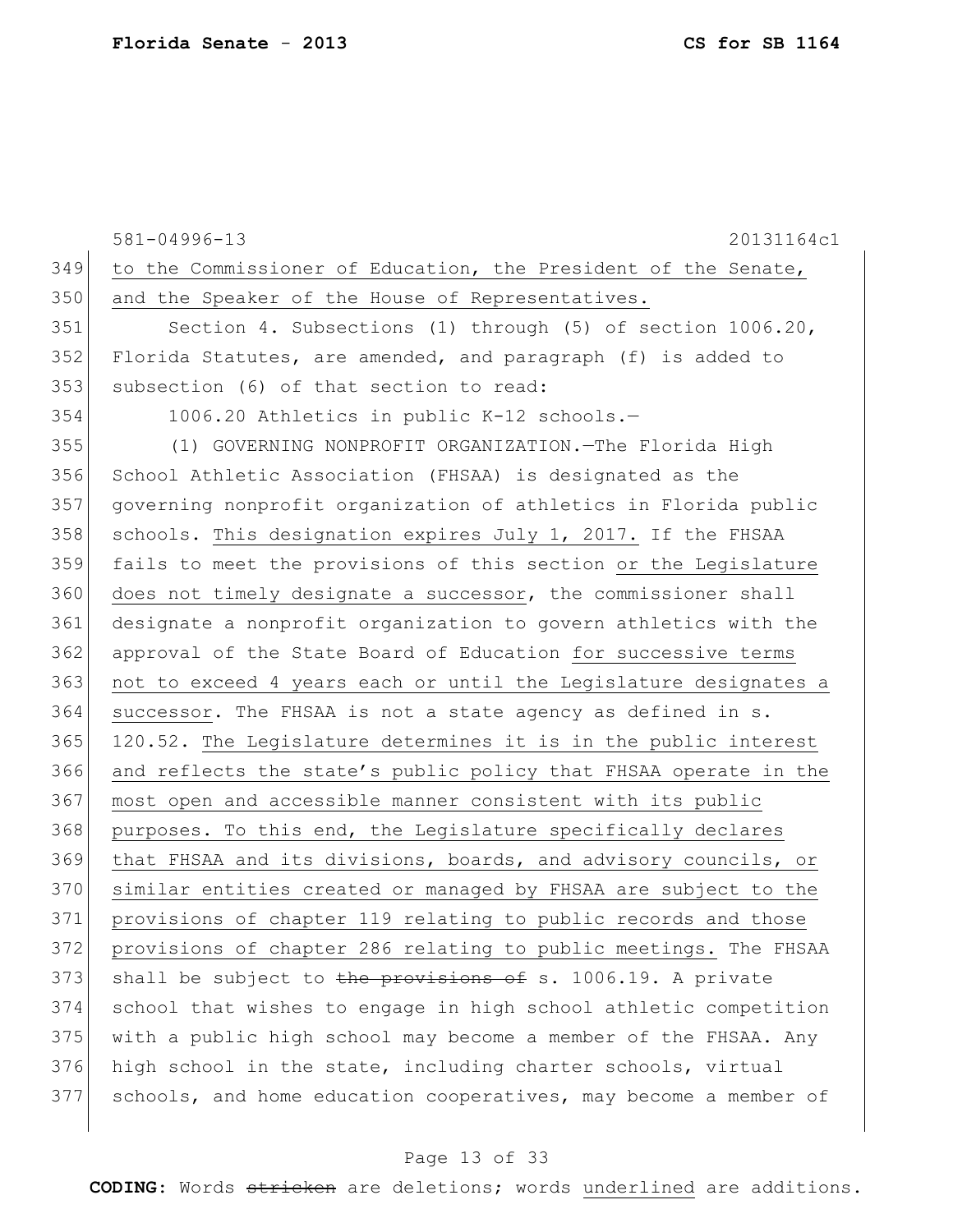to the Commissioner of Education, the President of the Senate, and the Speaker of the House of Representatives.

Section 4. Subsections (1) through (5) of section 1006.20, Florida Statutes, are amended, and paragraph (f) is added to subsection (6) of that section to read:

1006.20 Athletics in public K-12 schools.—

(1) GOVERNING NONPROFIT ORGANIZATION.—The Florida High School Athletic Association (FHSAA) is designated as the governing nonprofit organization of athletics in Florida public schools. <u>This designation expires July 1, 2017.</u> If the FHSAA fails to meet the provisions of this section <u>or the Legislature does not timely designate a successor</u>, the commissioner shall designate a nonprofit organization to govern athletics with the approval of the State Board of Education <u>for successive terms not to exceed 4 years each or until the Legislature designates a successor</u>. The FHSAA is not a state agency as defined in s. 120.52. <u>The Legislature determines it is in the public interest and reflects the state's public policy that FHSAA operate in the most open and accessible manner consistent with its public purposes. To this end, the Legislature specifically declares that FHSAA and its divisions, boards, and advisory councils, or similar entities created or managed by FHSAA are subject to the provisions of chapter 119 relating to public records and those provisions of chapter 286 relating to public meetings.</u> The FHSAA shall be subject to ~~the provisions of~~ s. 1006.19. A private school that wishes to engage in high school athletic competition with a public high school may become a member of the FHSAA. Any high school in the state, including charter schools, virtual schools, and home education cooperatives, may become a member of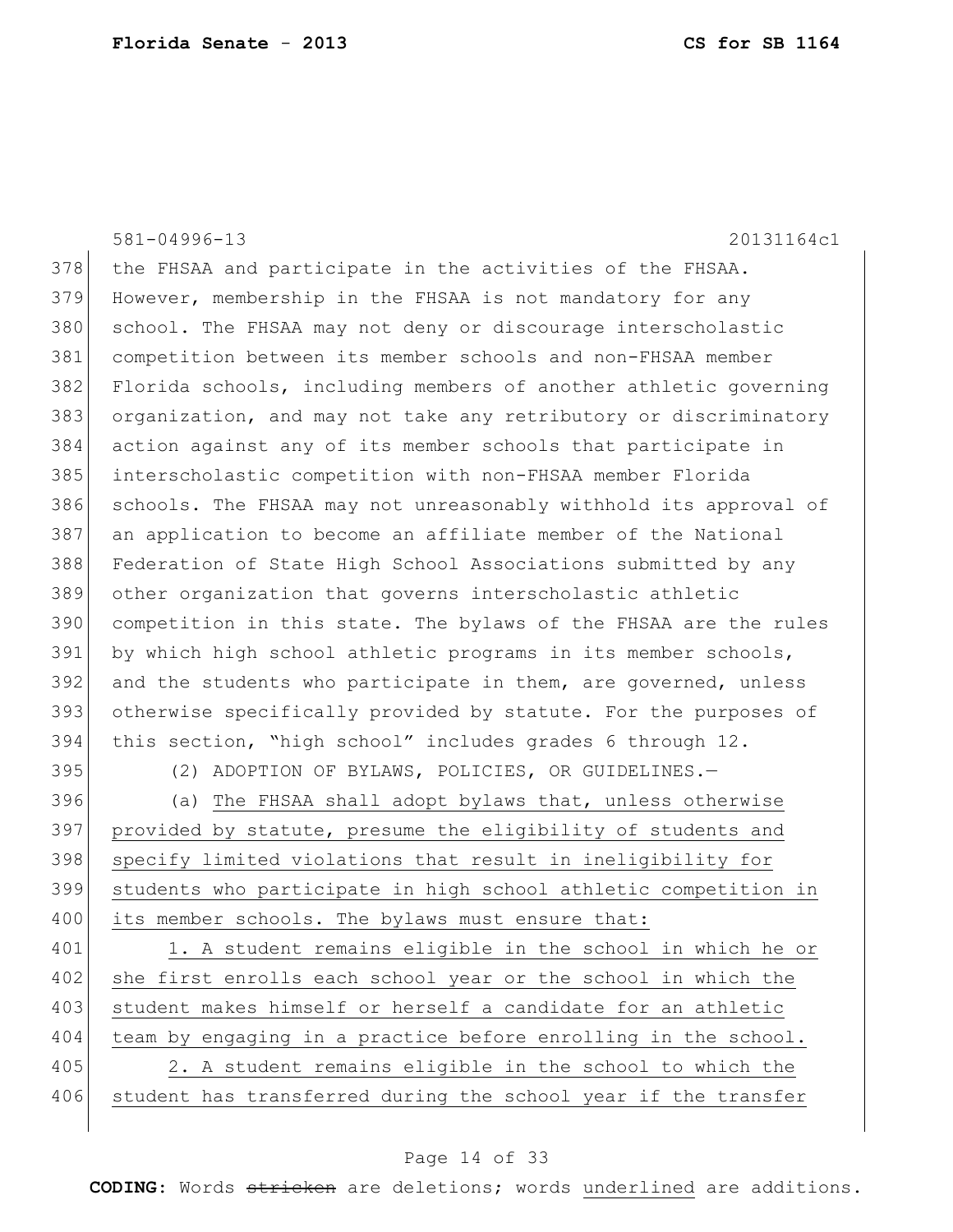the FHSAA and participate in the activities of the FHSAA. However, membership in the FHSAA is not mandatory for any school. The FHSAA may not deny or discourage interscholastic competition between its member schools and non-FHSAA member Florida schools, including members of another athletic governing organization, and may not take any retributory or discriminatory action against any of its member schools that participate in interscholastic competition with non-FHSAA member Florida schools. The FHSAA may not unreasonably withhold its approval of an application to become an affiliate member of the National Federation of State High School Associations submitted by any other organization that governs interscholastic athletic competition in this state. The bylaws of the FHSAA are the rules by which high school athletic programs in its member schools, and the students who participate in them, are governed, unless otherwise specifically provided by statute. For the purposes of this section, "high school" includes grades 6 through 12.

(2) ADOPTION OF BYLAWS, POLICIES, OR GUIDELINES.—

(a) <u>The FHSAA shall adopt bylaws that, unless otherwise provided by statute, presume the eligibility of students and specify limited violations that result in ineligibility for students who participate in high school athletic competition in its member schools. The bylaws must ensure that:</u>

<u>1. A student remains eligible in the school in which he or she first enrolls each school year or the school in which the student makes himself or herself a candidate for an athletic team by engaging in a practice before enrolling in the school.</u>

<u>2. A student remains eligible in the school to which the student has transferred during the school year if the transfer</u>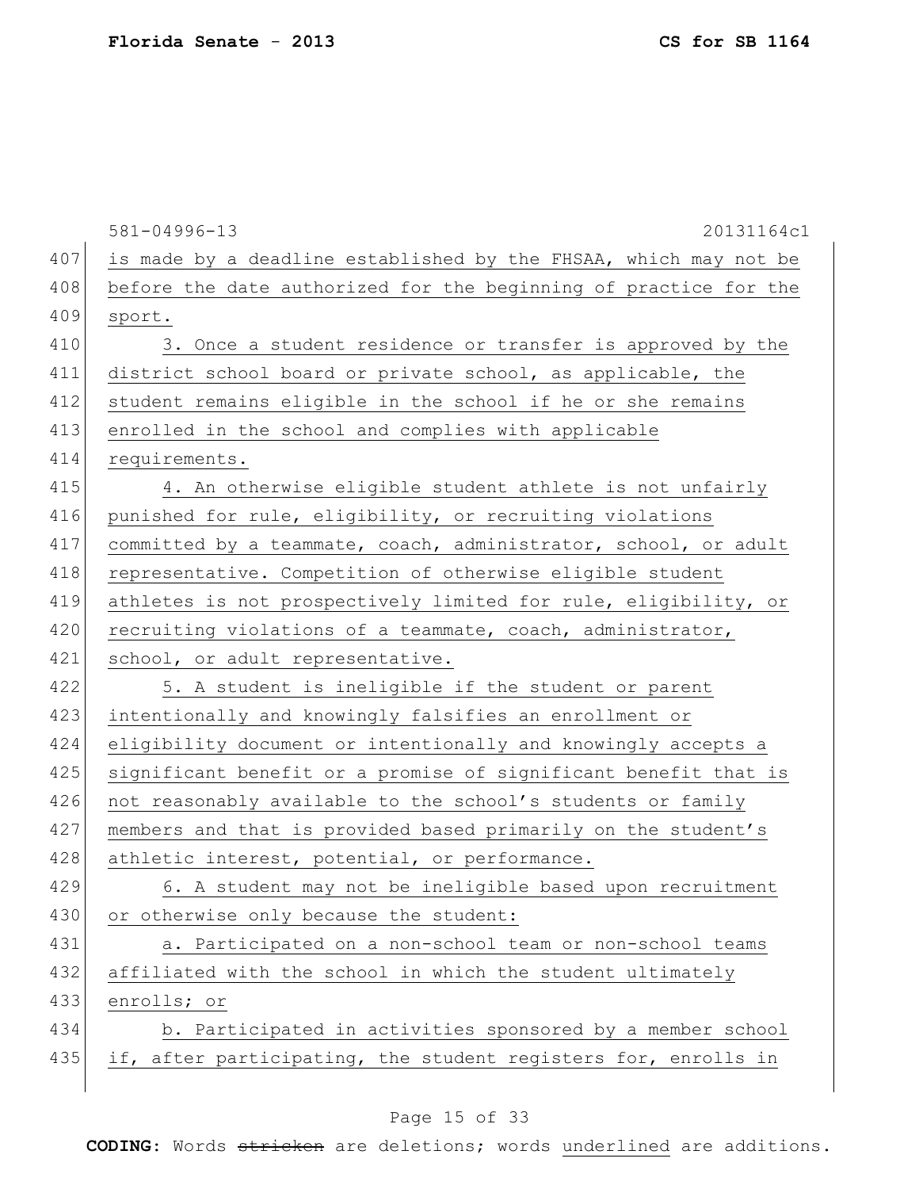is made by a deadline established by the FHSAA, which may not be before the date authorized for the beginning of practice for the sport.

3. Once a student residence or transfer is approved by the district school board or private school, as applicable, the student remains eligible in the school if he or she remains enrolled in the school and complies with applicable requirements.

4. An otherwise eligible student athlete is not unfairly punished for rule, eligibility, or recruiting violations committed by a teammate, coach, administrator, school, or adult representative. Competition of otherwise eligible student athletes is not prospectively limited for rule, eligibility, or recruiting violations of a teammate, coach, administrator, school, or adult representative.

5. A student is ineligible if the student or parent intentionally and knowingly falsifies an enrollment or eligibility document or intentionally and knowingly accepts a significant benefit or a promise of significant benefit that is not reasonably available to the school's students or family members and that is provided based primarily on the student's athletic interest, potential, or performance.

6. A student may not be ineligible based upon recruitment or otherwise only because the student:

a. Participated on a non-school team or non-school teams affiliated with the school in which the student ultimately enrolls; or

b. Participated in activities sponsored by a member school if, after participating, the student registers for, enrolls in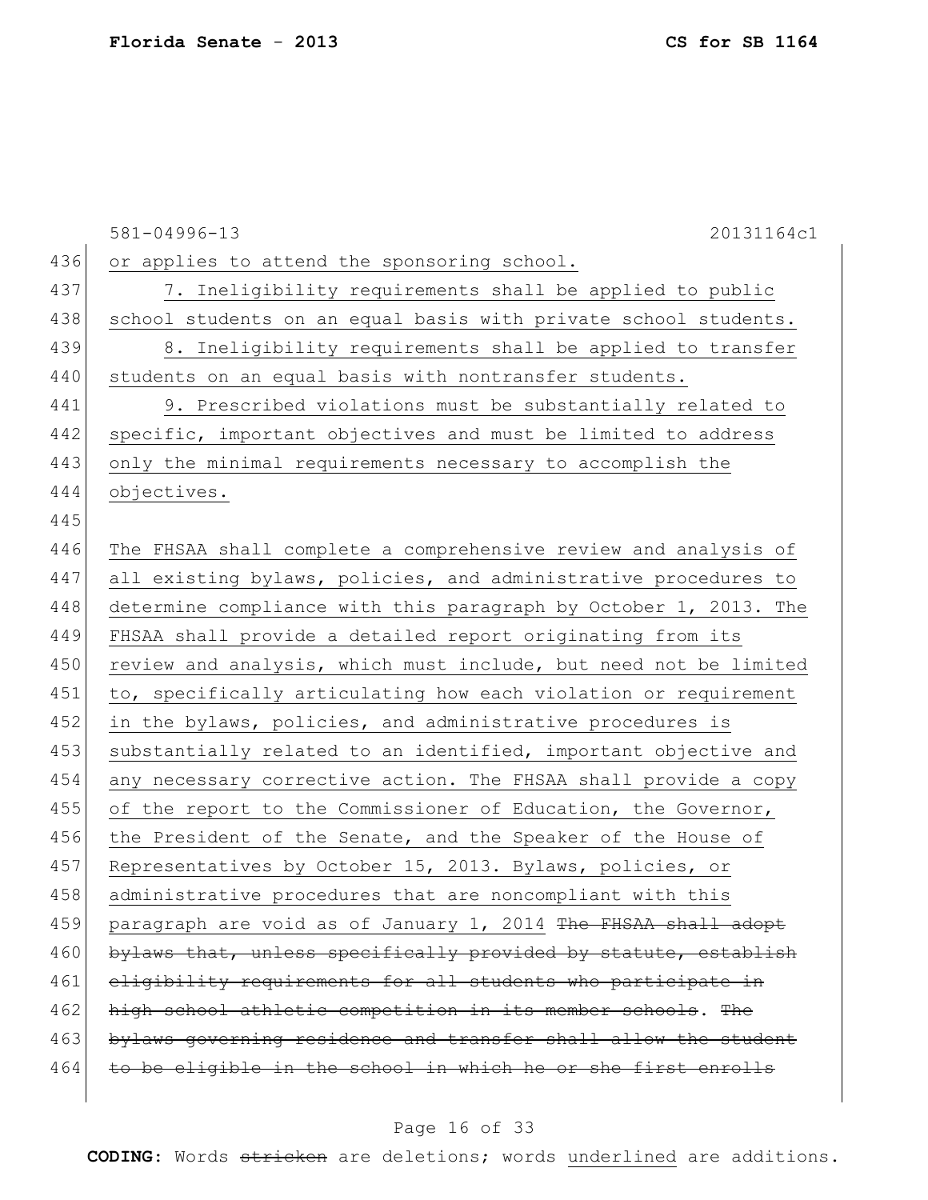581-04996-13 20131164c1

436 or applies to attend the sponsoring school.

437 7. Ineligibility requirements shall be applied to public
438 school students on an equal basis with private school students.

439 8. Ineligibility requirements shall be applied to transfer
440 students on an equal basis with nontransfer students.

441 9. Prescribed violations must be substantially related to
442 specific, important objectives and must be limited to address
443 only the minimal requirements necessary to accomplish the
444 objectives.

445

446 The FHSAA shall complete a comprehensive review and analysis of
447 all existing bylaws, policies, and administrative procedures to
448 determine compliance with this paragraph by October 1, 2013. The
449 FHSAA shall provide a detailed report originating from its
450 review and analysis, which must include, but need not be limited
451 to, specifically articulating how each violation or requirement
452 in the bylaws, policies, and administrative procedures is
453 substantially related to an identified, important objective and
454 any necessary corrective action. The FHSAA shall provide a copy
455 of the report to the Commissioner of Education, the Governor,
456 the President of the Senate, and the Speaker of the House of
457 Representatives by October 15, 2013. Bylaws, policies, or
458 administrative procedures that are noncompliant with this
459 paragraph are void as of January 1, 2014 ~~The FHSAA shall adopt~~
460 ~~bylaws that, unless specifically provided by statute, establish~~
461 ~~eligibility requirements for all students who participate in~~
462 ~~high school athletic competition in its member schools~~. ~~The~~
463 ~~bylaws governing residence and transfer shall allow the student~~
464 ~~to be eligible in the school in which he or she first enrolls~~

**CODING:** Words ~~stricken~~ are deletions; words underlined are additions.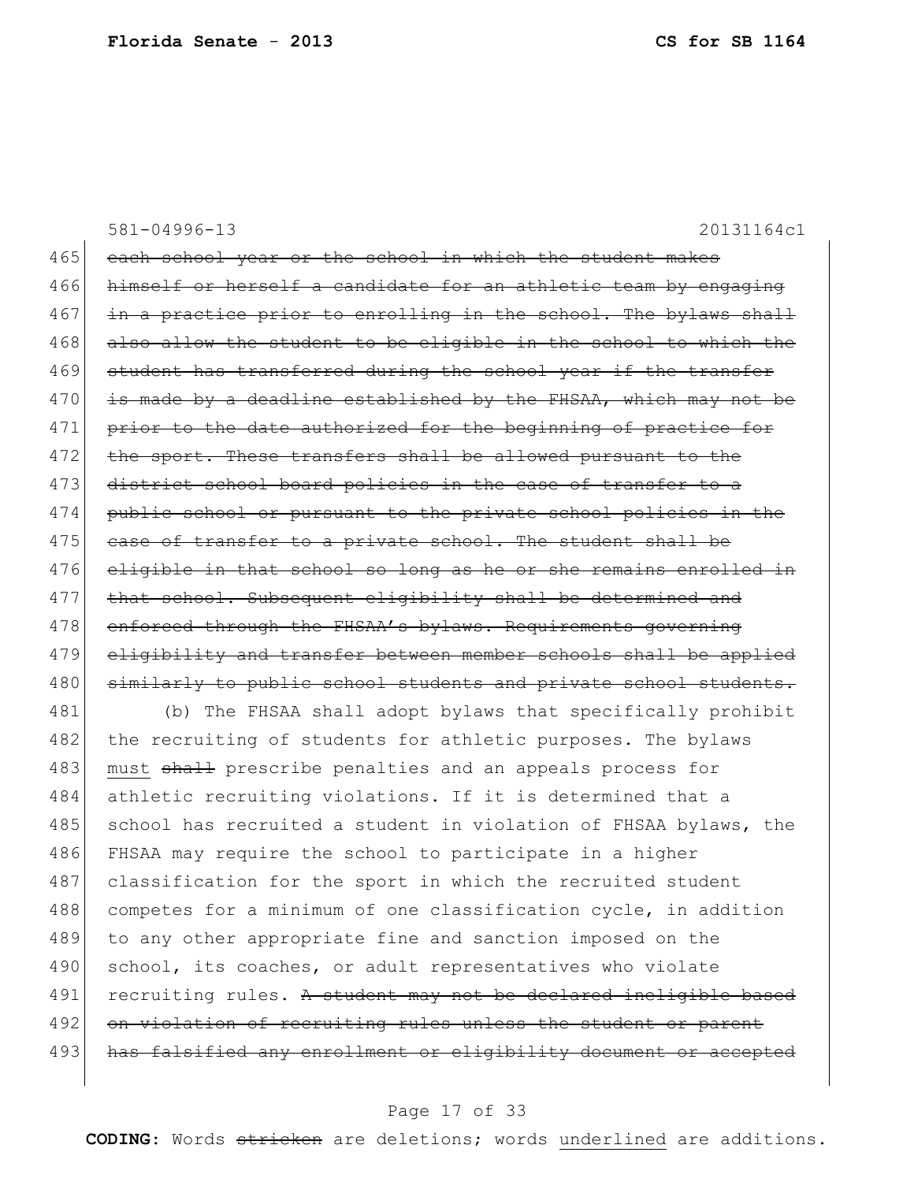~~each school year or the school in which the student makes himself or herself a candidate for an athletic team by engaging in a practice prior to enrolling in the school. The bylaws shall also allow the student to be eligible in the school to which the student has transferred during the school year if the transfer is made by a deadline established by the FHSAA, which may not be prior to the date authorized for the beginning of practice for the sport. These transfers shall be allowed pursuant to the district school board policies in the case of transfer to a public school or pursuant to the private school policies in the case of transfer to a private school. The student shall be eligible in that school so long as he or she remains enrolled in that school. Subsequent eligibility shall be determined and enforced through the FHSAA's bylaws. Requirements governing eligibility and transfer between member schools shall be applied similarly to public school students and private school students.~~

(b) The FHSAA shall adopt bylaws that specifically prohibit the recruiting of students for athletic purposes. The bylaws <u>must</u> ~~shall~~ prescribe penalties and an appeals process for athletic recruiting violations. If it is determined that a school has recruited a student in violation of FHSAA bylaws, the FHSAA may require the school to participate in a higher classification for the sport in which the recruited student competes for a minimum of one classification cycle, in addition to any other appropriate fine and sanction imposed on the school, its coaches, or adult representatives who violate recruiting rules. ~~A student may not be declared ineligible based on violation of recruiting rules unless the student or parent has falsified any enrollment or eligibility document or accepted~~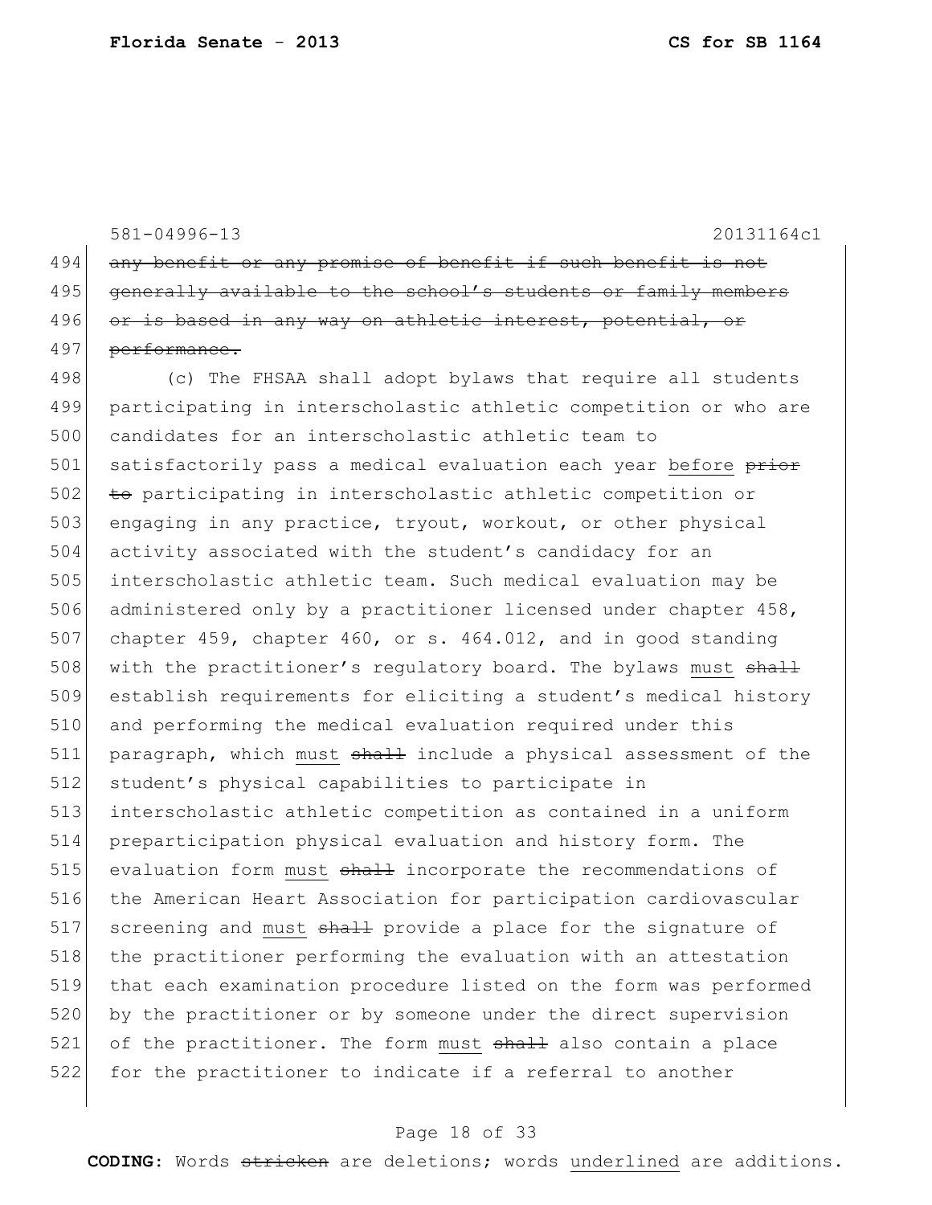581-04996-13 20131164c1

494 ~~any benefit or any promise of benefit if such benefit is not~~
495 ~~generally available to the school's students or family members~~
496 ~~or is based in any way on athletic interest, potential, or~~
497 ~~performance.~~

498 (c) The FHSAA shall adopt bylaws that require all students
499 participating in interscholastic athletic competition or who are
500 candidates for an interscholastic athletic team to
501 satisfactorily pass a medical evaluation each year <u>before</u> ~~prior~~
502 ~~to~~ participating in interscholastic athletic competition or
503 engaging in any practice, tryout, workout, or other physical
504 activity associated with the student's candidacy for an
505 interscholastic athletic team. Such medical evaluation may be
506 administered only by a practitioner licensed under chapter 458,
507 chapter 459, chapter 460, or s. 464.012, and in good standing
508 with the practitioner's regulatory board. The bylaws <u>must</u> ~~shall~~
509 establish requirements for eliciting a student's medical history
510 and performing the medical evaluation required under this
511 paragraph, which <u>must</u> ~~shall~~ include a physical assessment of the
512 student's physical capabilities to participate in
513 interscholastic athletic competition as contained in a uniform
514 preparticipation physical evaluation and history form. The
515 evaluation form <u>must</u> ~~shall~~ incorporate the recommendations of
516 the American Heart Association for participation cardiovascular
517 screening and <u>must</u> ~~shall~~ provide a place for the signature of
518 the practitioner performing the evaluation with an attestation
519 that each examination procedure listed on the form was performed
520 by the practitioner or by someone under the direct supervision
521 of the practitioner. The form <u>must</u> ~~shall~~ also contain a place
522 for the practitioner to indicate if a referral to another

**CODING:** Words ~~stricken~~ are deletions; words <u>underlined</u> are additions.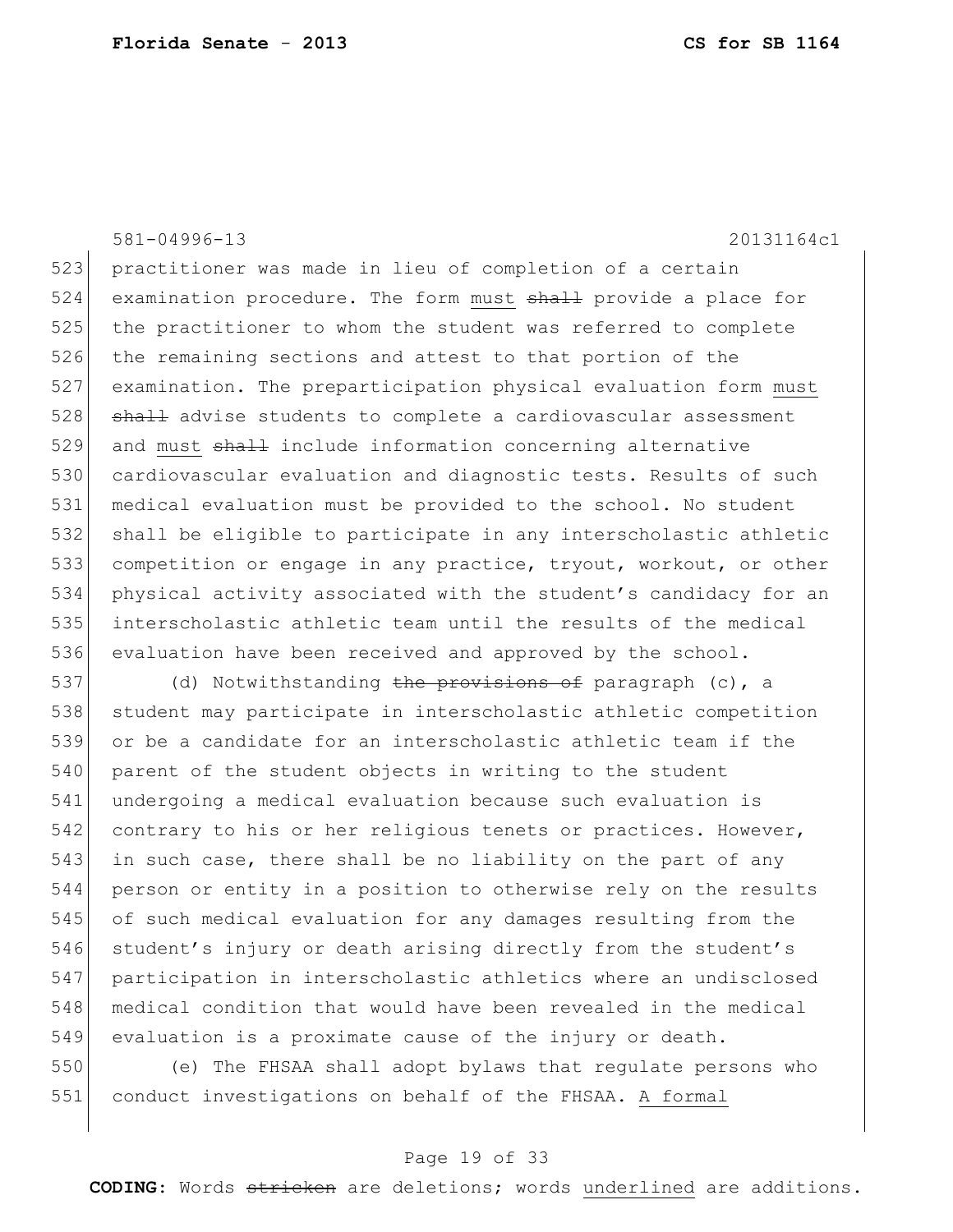practitioner was made in lieu of completion of a certain examination procedure. The form must ~~shall~~ provide a place for the practitioner to whom the student was referred to complete the remaining sections and attest to that portion of the examination. The preparticipation physical evaluation form must ~~shall~~ advise students to complete a cardiovascular assessment and must ~~shall~~ include information concerning alternative cardiovascular evaluation and diagnostic tests. Results of such medical evaluation must be provided to the school. No student shall be eligible to participate in any interscholastic athletic competition or engage in any practice, tryout, workout, or other physical activity associated with the student's candidacy for an interscholastic athletic team until the results of the medical evaluation have been received and approved by the school.

(d) Notwithstanding ~~the provisions of~~ paragraph (c), a student may participate in interscholastic athletic competition or be a candidate for an interscholastic athletic team if the parent of the student objects in writing to the student undergoing a medical evaluation because such evaluation is contrary to his or her religious tenets or practices. However, in such case, there shall be no liability on the part of any person or entity in a position to otherwise rely on the results of such medical evaluation for any damages resulting from the student's injury or death arising directly from the student's participation in interscholastic athletics where an undisclosed medical condition that would have been revealed in the medical evaluation is a proximate cause of the injury or death.

(e) The FHSAA shall adopt bylaws that regulate persons who conduct investigations on behalf of the FHSAA. <u>A formal</u>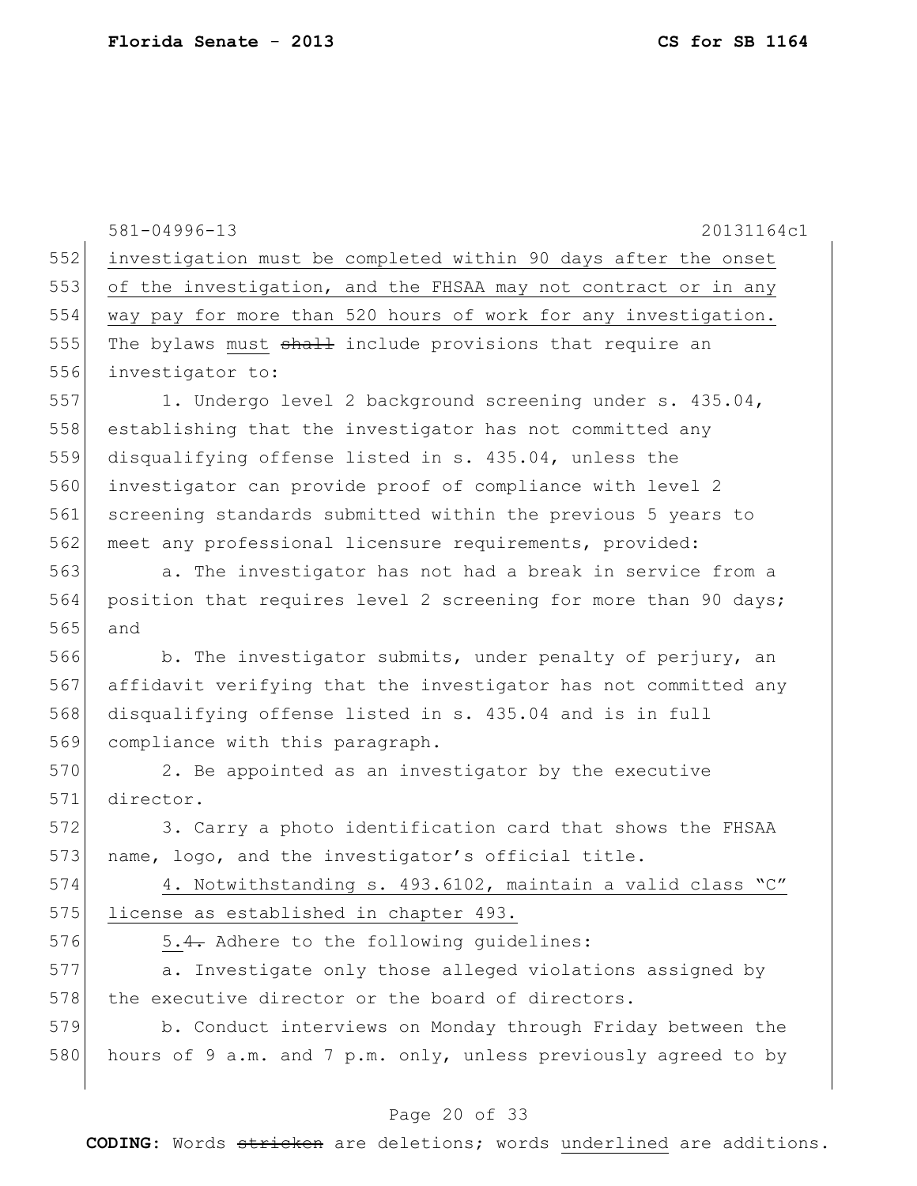investigation must be completed within 90 days after the onset of the investigation, and the FHSAA may not contract or in any way pay for more than 520 hours of work for any investigation. The bylaws must ~~shall~~ include provisions that require an investigator to:

1. Undergo level 2 background screening under s. 435.04, establishing that the investigator has not committed any disqualifying offense listed in s. 435.04, unless the investigator can provide proof of compliance with level 2 screening standards submitted within the previous 5 years to meet any professional licensure requirements, provided:

a. The investigator has not had a break in service from a position that requires level 2 screening for more than 90 days; and

b. The investigator submits, under penalty of perjury, an affidavit verifying that the investigator has not committed any disqualifying offense listed in s. 435.04 and is in full compliance with this paragraph.

2. Be appointed as an investigator by the executive director.

3. Carry a photo identification card that shows the FHSAA name, logo, and the investigator's official title.

4. Notwithstanding s. 493.6102, maintain a valid class "C" license as established in chapter 493.

5.~~4.~~ Adhere to the following guidelines:

a. Investigate only those alleged violations assigned by the executive director or the board of directors.

b. Conduct interviews on Monday through Friday between the hours of 9 a.m. and 7 p.m. only, unless previously agreed to by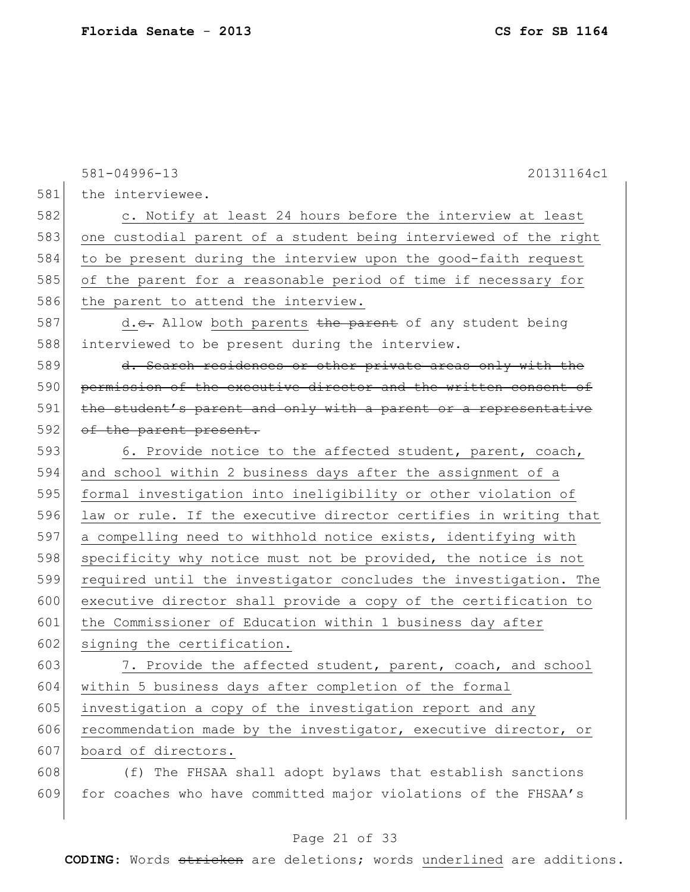the interviewee.

c. Notify at least 24 hours before the interview at least one custodial parent of a student being interviewed of the right to be present during the interview upon the good-faith request of the parent for a reasonable period of time if necessary for the parent to attend the interview.

d.~~c.~~ Allow both parents ~~the parent~~ of any student being interviewed to be present during the interview.

~~d. Search residences or other private areas only with the permission of the executive director and the written consent of the student's parent and only with a parent or a representative of the parent present.~~

6. Provide notice to the affected student, parent, coach, and school within 2 business days after the assignment of a formal investigation into ineligibility or other violation of law or rule. If the executive director certifies in writing that a compelling need to withhold notice exists, identifying with specificity why notice must not be provided, the notice is not required until the investigator concludes the investigation. The executive director shall provide a copy of the certification to the Commissioner of Education within 1 business day after signing the certification.

7. Provide the affected student, parent, coach, and school within 5 business days after completion of the formal investigation a copy of the investigation report and any recommendation made by the investigator, executive director, or board of directors.

(f) The FHSAA shall adopt bylaws that establish sanctions for coaches who have committed major violations of the FHSAA's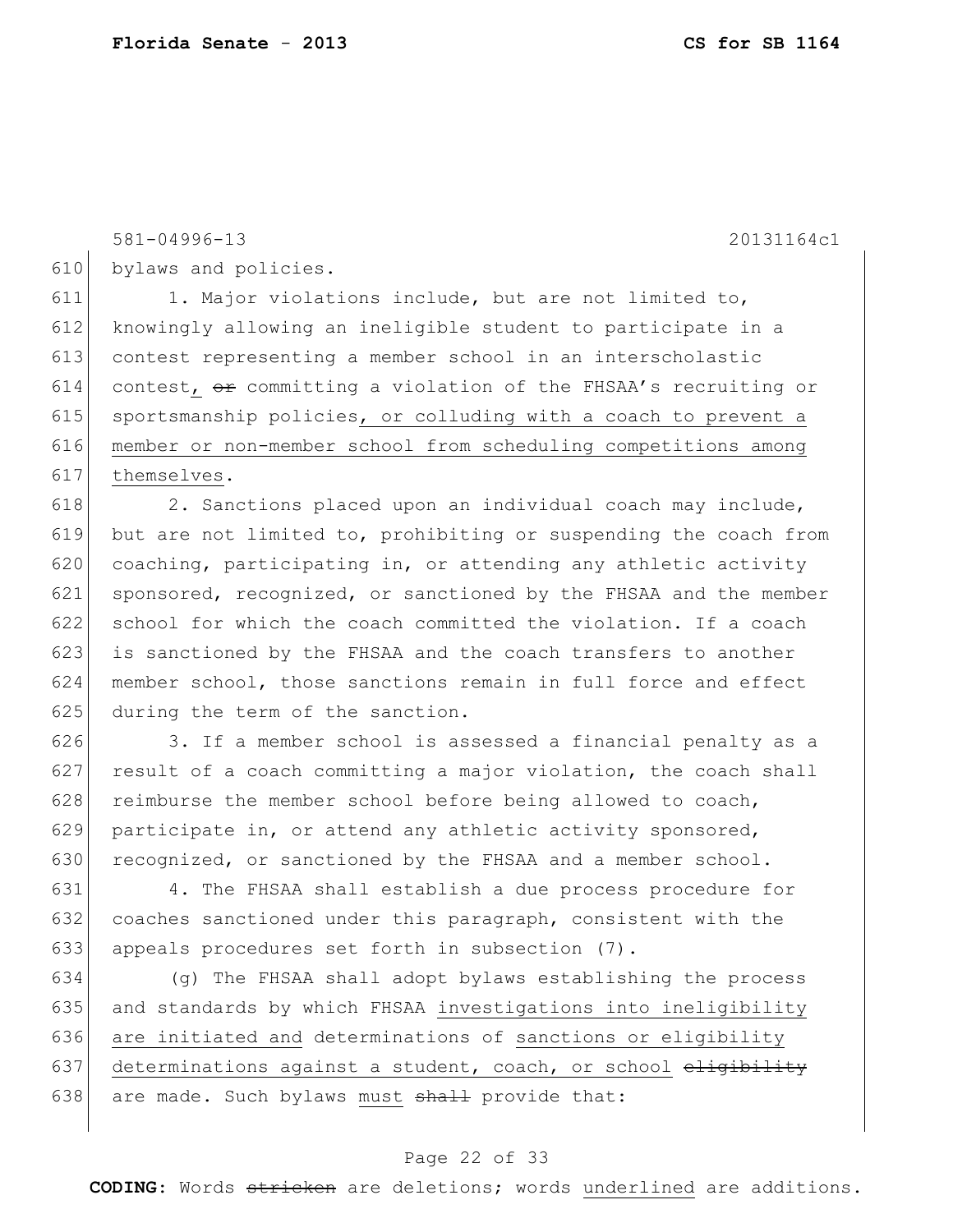bylaws and policies.

1. Major violations include, but are not limited to, knowingly allowing an ineligible student to participate in a contest representing a member school in an interscholastic contest, ~~or~~ committing a violation of the FHSAA's recruiting or sportsmanship policies, or colluding with a coach to prevent a member or non-member school from scheduling competitions among themselves.

2. Sanctions placed upon an individual coach may include, but are not limited to, prohibiting or suspending the coach from coaching, participating in, or attending any athletic activity sponsored, recognized, or sanctioned by the FHSAA and the member school for which the coach committed the violation. If a coach is sanctioned by the FHSAA and the coach transfers to another member school, those sanctions remain in full force and effect during the term of the sanction.

3. If a member school is assessed a financial penalty as a result of a coach committing a major violation, the coach shall reimburse the member school before being allowed to coach, participate in, or attend any athletic activity sponsored, recognized, or sanctioned by the FHSAA and a member school.

4. The FHSAA shall establish a due process procedure for coaches sanctioned under this paragraph, consistent with the appeals procedures set forth in subsection (7).

(g) The FHSAA shall adopt bylaws establishing the process and standards by which FHSAA investigations into ineligibility are initiated and determinations of sanctions or eligibility determinations against a student, coach, or school ~~eligibility~~ are made. Such bylaws must ~~shall~~ provide that: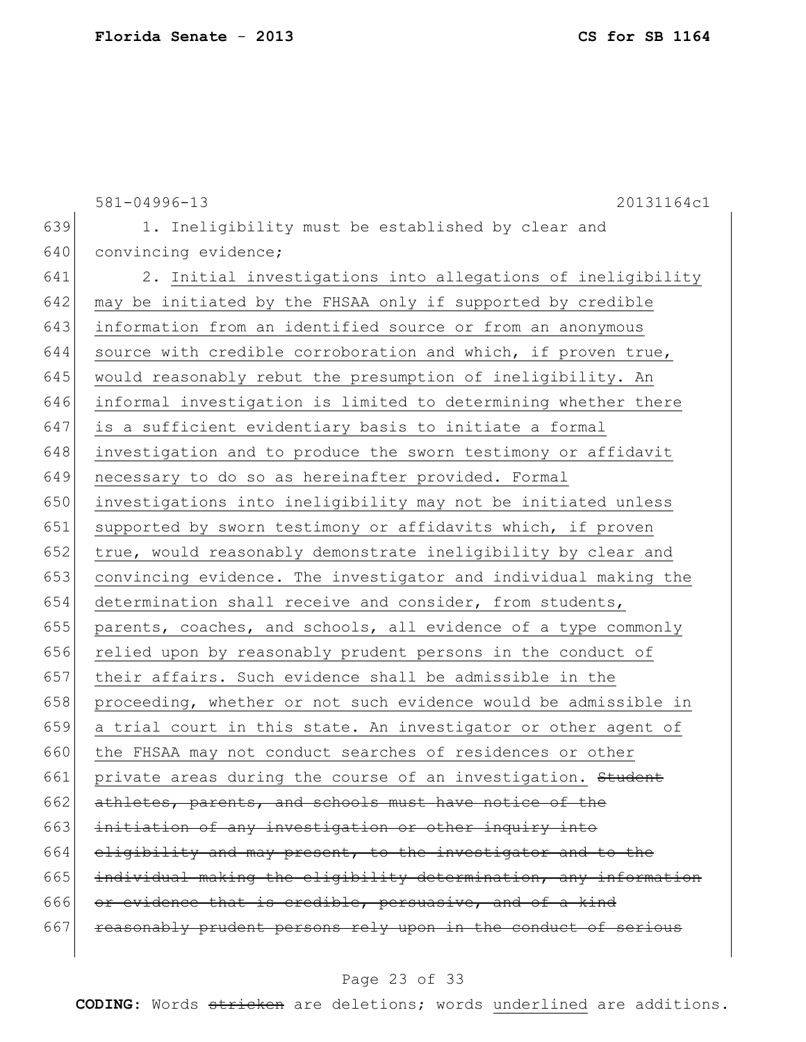581-04996-13 20131164c1

639 1. Ineligibility must be established by clear and
640 convincing evidence;
641 2. <u>Initial investigations into allegations of ineligibility</u>
642 <u>may be initiated by the FHSAA only if supported by credible</u>
643 <u>information from an identified source or from an anonymous</u>
644 <u>source with credible corroboration and which, if proven true,</u>
645 <u>would reasonably rebut the presumption of ineligibility. An</u>
646 <u>informal investigation is limited to determining whether there</u>
647 <u>is a sufficient evidentiary basis to initiate a formal</u>
648 <u>investigation and to produce the sworn testimony or affidavit</u>
649 <u>necessary to do so as hereinafter provided. Formal</u>
650 <u>investigations into ineligibility may not be initiated unless</u>
651 <u>supported by sworn testimony or affidavits which, if proven</u>
652 <u>true, would reasonably demonstrate ineligibility by clear and</u>
653 <u>convincing evidence. The investigator and individual making the</u>
654 <u>determination shall receive and consider, from students,</u>
655 <u>parents, coaches, and schools, all evidence of a type commonly</u>
656 <u>relied upon by reasonably prudent persons in the conduct of</u>
657 <u>their affairs. Such evidence shall be admissible in the</u>
658 <u>proceeding, whether or not such evidence would be admissible in</u>
659 <u>a trial court in this state. An investigator or other agent of</u>
660 <u>the FHSAA may not conduct searches of residences or other</u>
661 <u>private areas during the course of an investigation.</u> ~~Student~~
662 ~~athletes, parents, and schools must have notice of the~~
663 ~~initiation of any investigation or other inquiry into~~
664 ~~eligibility and may present, to the investigator and to the~~
665 ~~individual making the eligibility determination, any information~~
666 ~~or evidence that is credible, persuasive, and of a kind~~
667 ~~reasonably prudent persons rely upon in the conduct of serious~~

**CODING:** Words ~~stricken~~ are deletions; words <u>underlined</u> are additions.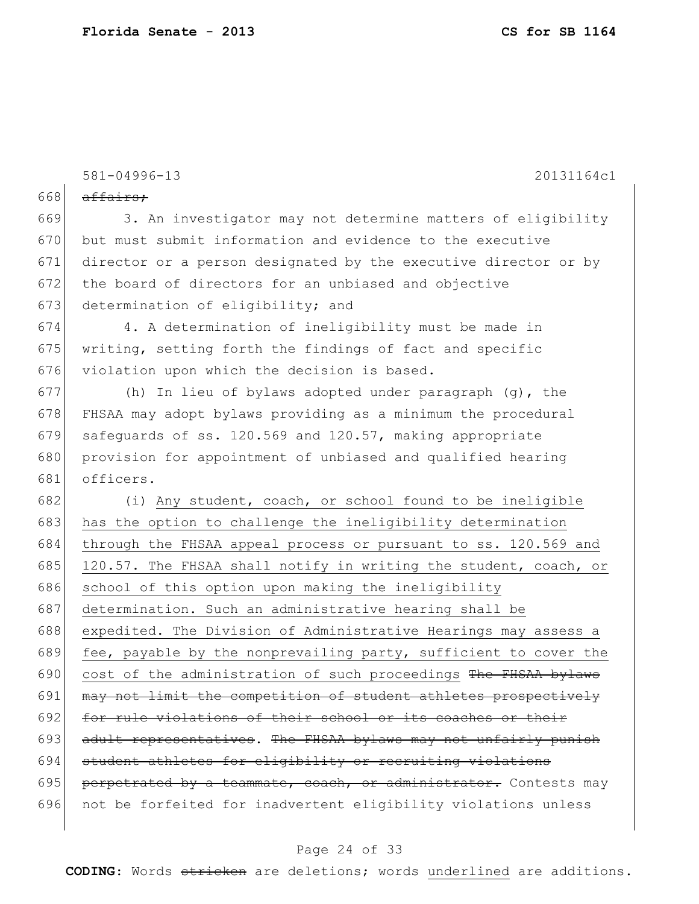581-04996-13 20131164c1

668 ~~affairs;~~

669 3. An investigator may not determine matters of eligibility
670 but must submit information and evidence to the executive
671 director or a person designated by the executive director or by
672 the board of directors for an unbiased and objective
673 determination of eligibility; and

674 4. A determination of ineligibility must be made in
675 writing, setting forth the findings of fact and specific
676 violation upon which the decision is based.

677 (h) In lieu of bylaws adopted under paragraph (g), the
678 FHSAA may adopt bylaws providing as a minimum the procedural
679 safeguards of ss. 120.569 and 120.57, making appropriate
680 provision for appointment of unbiased and qualified hearing
681 officers.

682 (i) <u>Any student, coach, or school found to be ineligible</u>
683 <u>has the option to challenge the ineligibility determination</u>
684 <u>through the FHSAA appeal process or pursuant to ss. 120.569 and</u>
685 <u>120.57. The FHSAA shall notify in writing the student, coach, or</u>
686 <u>school of this option upon making the ineligibility</u>
687 <u>determination. Such an administrative hearing shall be</u>
688 <u>expedited. The Division of Administrative Hearings may assess a</u>
689 <u>fee, payable by the nonprevailing party, sufficient to cover the</u>
690 <u>cost of the administration of such proceedings</u> ~~The FHSAA bylaws~~
691 ~~may not limit the competition of student athletes prospectively~~
692 ~~for rule violations of their school or its coaches or their~~
693 ~~adult representatives~~. ~~The FHSAA bylaws may not unfairly punish~~
694 ~~student athletes for eligibility or recruiting violations~~
695 ~~perpetrated by a teammate, coach, or administrator.~~ Contests may
696 not be forfeited for inadvertent eligibility violations unless

**CODING:** Words ~~stricken~~ are deletions; words <u>underlined</u> are additions.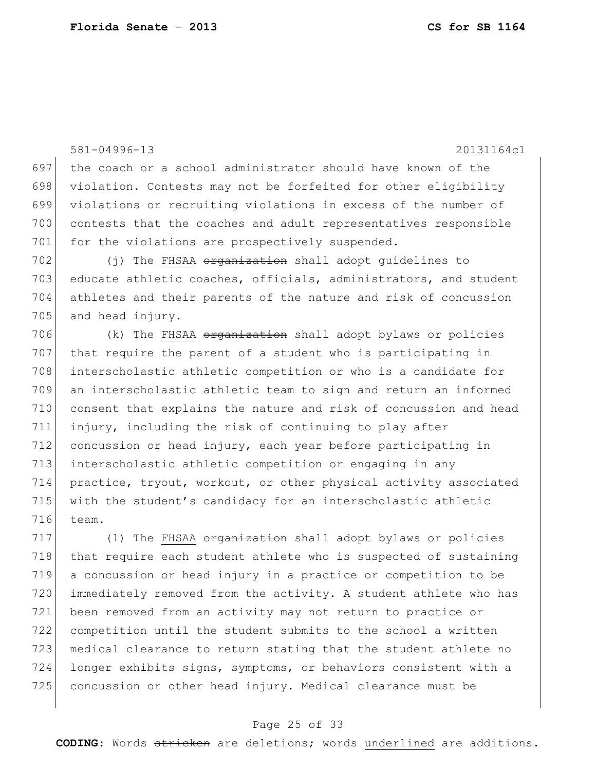the coach or a school administrator should have known of the violation. Contests may not be forfeited for other eligibility violations or recruiting violations in excess of the number of contests that the coaches and adult representatives responsible for the violations are prospectively suspended.

(j) The FHSAA ~~organization~~ shall adopt guidelines to educate athletic coaches, officials, administrators, and student athletes and their parents of the nature and risk of concussion and head injury.

(k) The FHSAA ~~organization~~ shall adopt bylaws or policies that require the parent of a student who is participating in interscholastic athletic competition or who is a candidate for an interscholastic athletic team to sign and return an informed consent that explains the nature and risk of concussion and head injury, including the risk of continuing to play after concussion or head injury, each year before participating in interscholastic athletic competition or engaging in any practice, tryout, workout, or other physical activity associated with the student's candidacy for an interscholastic athletic team.

(l) The FHSAA ~~organization~~ shall adopt bylaws or policies that require each student athlete who is suspected of sustaining a concussion or head injury in a practice or competition to be immediately removed from the activity. A student athlete who has been removed from an activity may not return to practice or competition until the student submits to the school a written medical clearance to return stating that the student athlete no longer exhibits signs, symptoms, or behaviors consistent with a concussion or other head injury. Medical clearance must be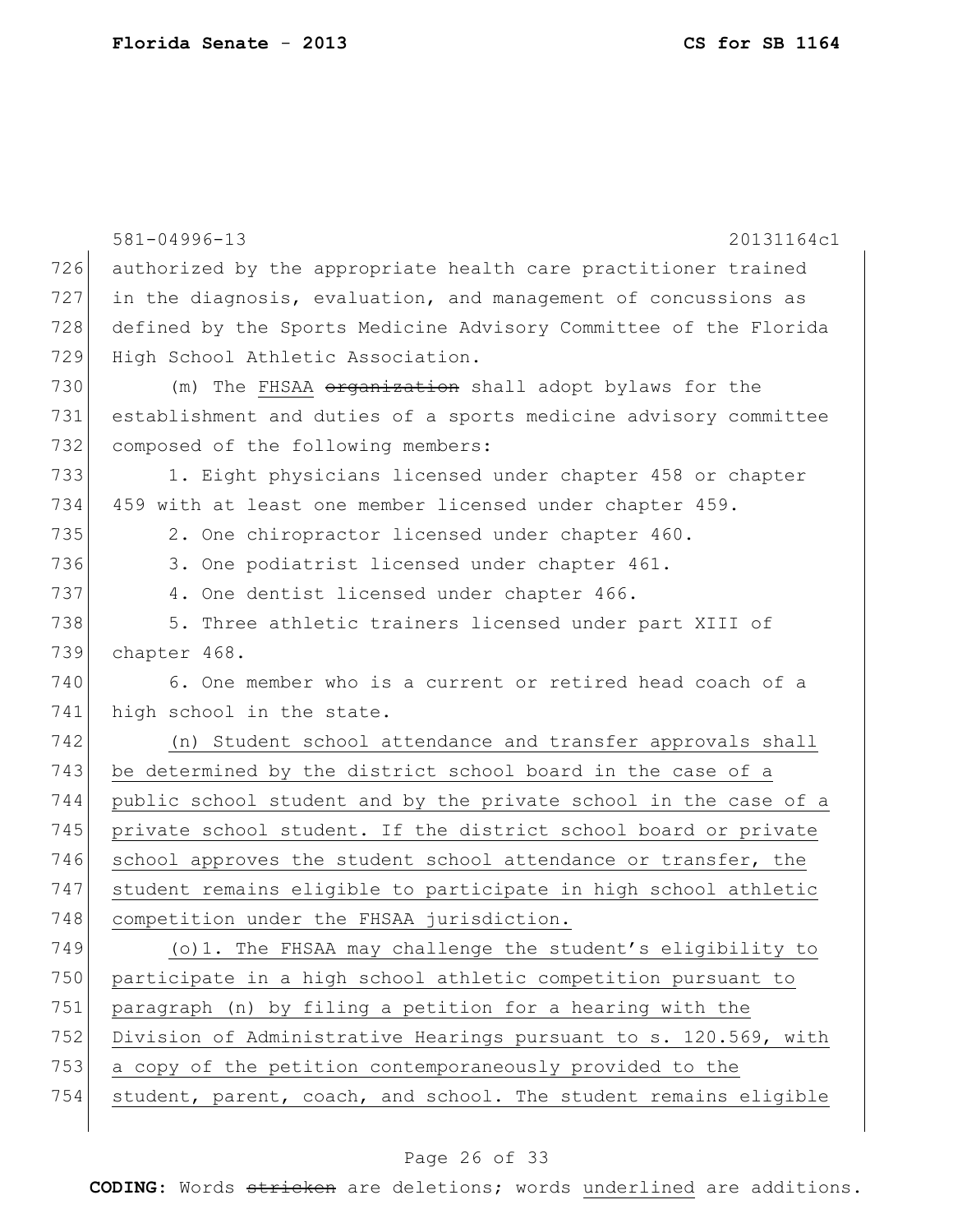authorized by the appropriate health care practitioner trained in the diagnosis, evaluation, and management of concussions as defined by the Sports Medicine Advisory Committee of the Florida High School Athletic Association.

(m) The FHSAA ~~organization~~ shall adopt bylaws for the establishment and duties of a sports medicine advisory committee composed of the following members:

1. Eight physicians licensed under chapter 458 or chapter 459 with at least one member licensed under chapter 459.

2. One chiropractor licensed under chapter 460.

3. One podiatrist licensed under chapter 461.

4. One dentist licensed under chapter 466.

5. Three athletic trainers licensed under part XIII of chapter 468.

6. One member who is a current or retired head coach of a high school in the state.

<u>(n) Student school attendance and transfer approvals shall be determined by the district school board in the case of a public school student and by the private school in the case of a private school student. If the district school board or private school approves the student school attendance or transfer, the student remains eligible to participate in high school athletic competition under the FHSAA jurisdiction.</u>

<u>(o)1. The FHSAA may challenge the student's eligibility to participate in a high school athletic competition pursuant to paragraph (n) by filing a petition for a hearing with the Division of Administrative Hearings pursuant to s. 120.569, with a copy of the petition contemporaneously provided to the student, parent, coach, and school. The student remains eligible</u>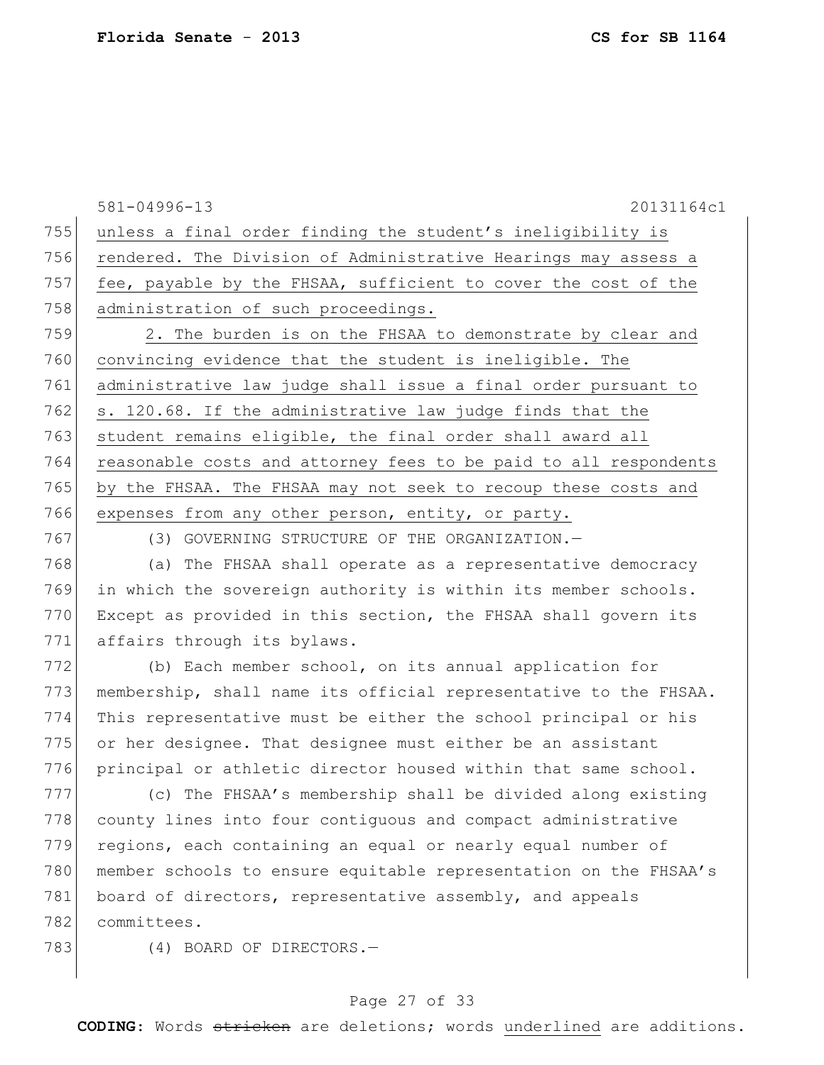unless a final order finding the student's ineligibility is rendered. The Division of Administrative Hearings may assess a fee, payable by the FHSAA, sufficient to cover the cost of the administration of such proceedings.

2. The burden is on the FHSAA to demonstrate by clear and convincing evidence that the student is ineligible. The administrative law judge shall issue a final order pursuant to s. 120.68. If the administrative law judge finds that the student remains eligible, the final order shall award all reasonable costs and attorney fees to be paid to all respondents by the FHSAA. The FHSAA may not seek to recoup these costs and expenses from any other person, entity, or party.

(3) GOVERNING STRUCTURE OF THE ORGANIZATION.—

(a) The FHSAA shall operate as a representative democracy in which the sovereign authority is within its member schools. Except as provided in this section, the FHSAA shall govern its affairs through its bylaws.

(b) Each member school, on its annual application for membership, shall name its official representative to the FHSAA. This representative must be either the school principal or his or her designee. That designee must either be an assistant principal or athletic director housed within that same school.

(c) The FHSAA's membership shall be divided along existing county lines into four contiguous and compact administrative regions, each containing an equal or nearly equal number of member schools to ensure equitable representation on the FHSAA's board of directors, representative assembly, and appeals committees.

(4) BOARD OF DIRECTORS.—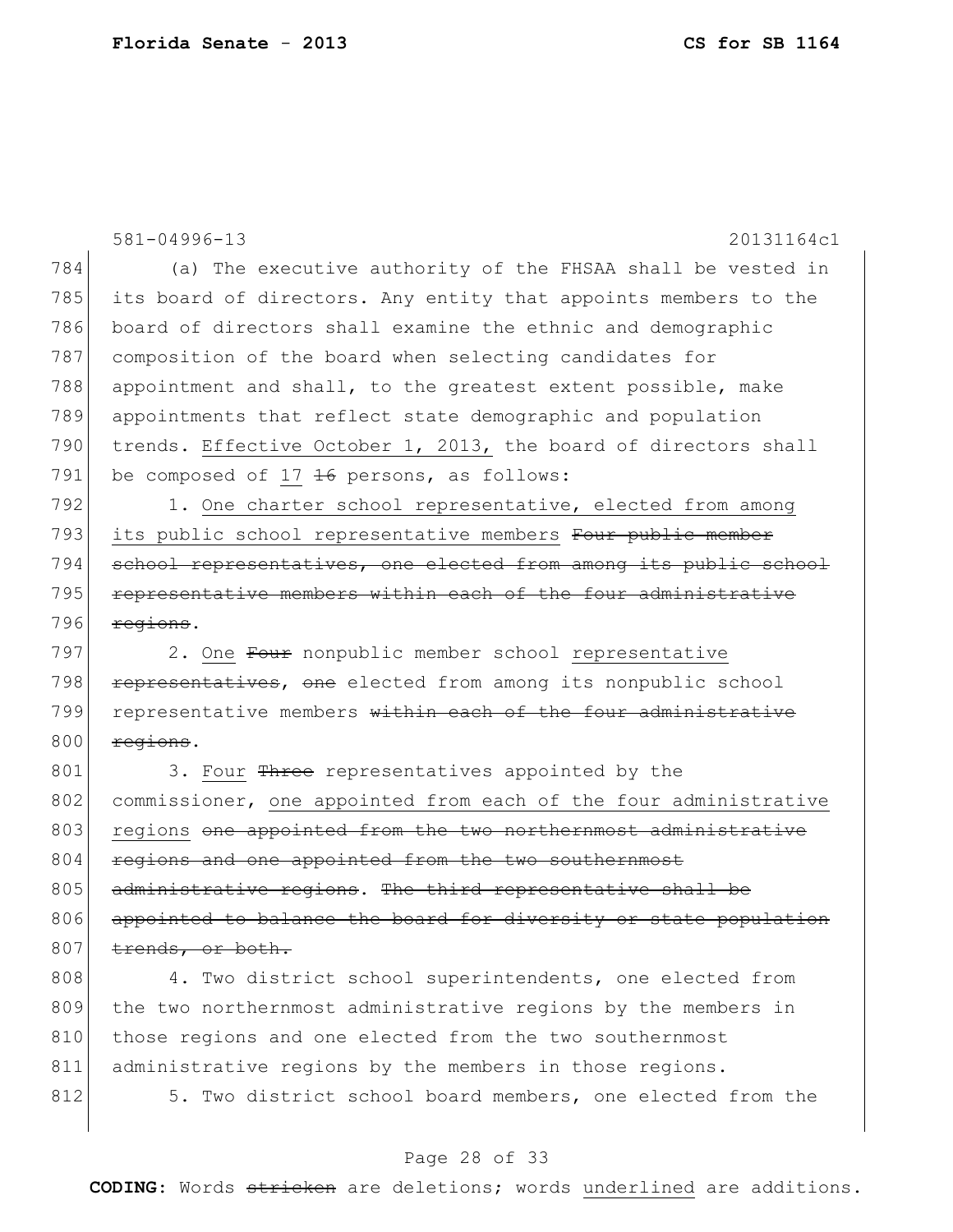581-04996-13 20131164c1

784 (a) The executive authority of the FHSAA shall be vested in
785 its board of directors. Any entity that appoints members to the
786 board of directors shall examine the ethnic and demographic
787 composition of the board when selecting candidates for
788 appointment and shall, to the greatest extent possible, make
789 appointments that reflect state demographic and population
790 trends. <u>Effective October 1, 2013,</u> the board of directors shall
791 be composed of <u>17</u> ~~16~~ persons, as follows:

792 1. <u>One charter school representative, elected from among</u>
793 <u>its public school representative members</u> ~~Four public member~~
794 ~~school representatives, one elected from among its public school~~
795 ~~representative members within each of the four administrative~~
796 ~~regions~~.

797 2. <u>One</u> ~~Four~~ nonpublic member school <u>representative</u>
798 ~~representatives~~, ~~one~~ elected from among its nonpublic school
799 representative members ~~within each of the four administrative~~
800 ~~regions~~.

801 3. <u>Four</u> ~~Three~~ representatives appointed by the
802 commissioner, <u>one appointed from each of the four administrative</u>
803 <u>regions</u> ~~one appointed from the two northernmost administrative~~
804 ~~regions and one appointed from the two southernmost~~
805 ~~administrative regions~~. ~~The third representative shall be~~
806 ~~appointed to balance the board for diversity or state population~~
807 ~~trends, or both.~~

808 4. Two district school superintendents, one elected from
809 the two northernmost administrative regions by the members in
810 those regions and one elected from the two southernmost
811 administrative regions by the members in those regions.

812 5. Two district school board members, one elected from the

**CODING:** Words ~~stricken~~ are deletions; words <u>underlined</u> are additions.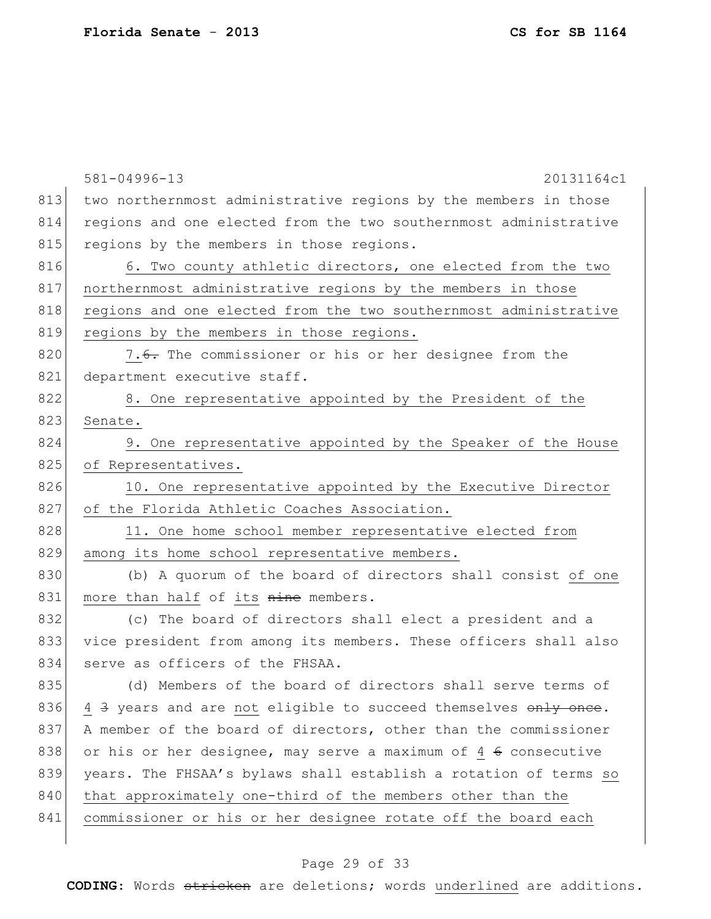two northernmost administrative regions by the members in those regions and one elected from the two southernmost administrative regions by the members in those regions.

6. Two county athletic directors, one elected from the two northernmost administrative regions by the members in those regions and one elected from the two southernmost administrative regions by the members in those regions.

7.~~6.~~ The commissioner or his or her designee from the department executive staff.

8. One representative appointed by the President of the Senate.

9. One representative appointed by the Speaker of the House of Representatives.

10. One representative appointed by the Executive Director of the Florida Athletic Coaches Association.

11. One home school member representative elected from among its home school representative members.

(b) A quorum of the board of directors shall consist of one more than half of its ~~nine~~ members.

(c) The board of directors shall elect a president and a vice president from among its members. These officers shall also serve as officers of the FHSAA.

(d) Members of the board of directors shall serve terms of 4 ~~3~~ years and are not eligible to succeed themselves ~~only once~~. A member of the board of directors, other than the commissioner or his or her designee, may serve a maximum of 4 ~~6~~ consecutive years. The FHSAA's bylaws shall establish a rotation of terms so that approximately one-third of the members other than the commissioner or his or her designee rotate off the board each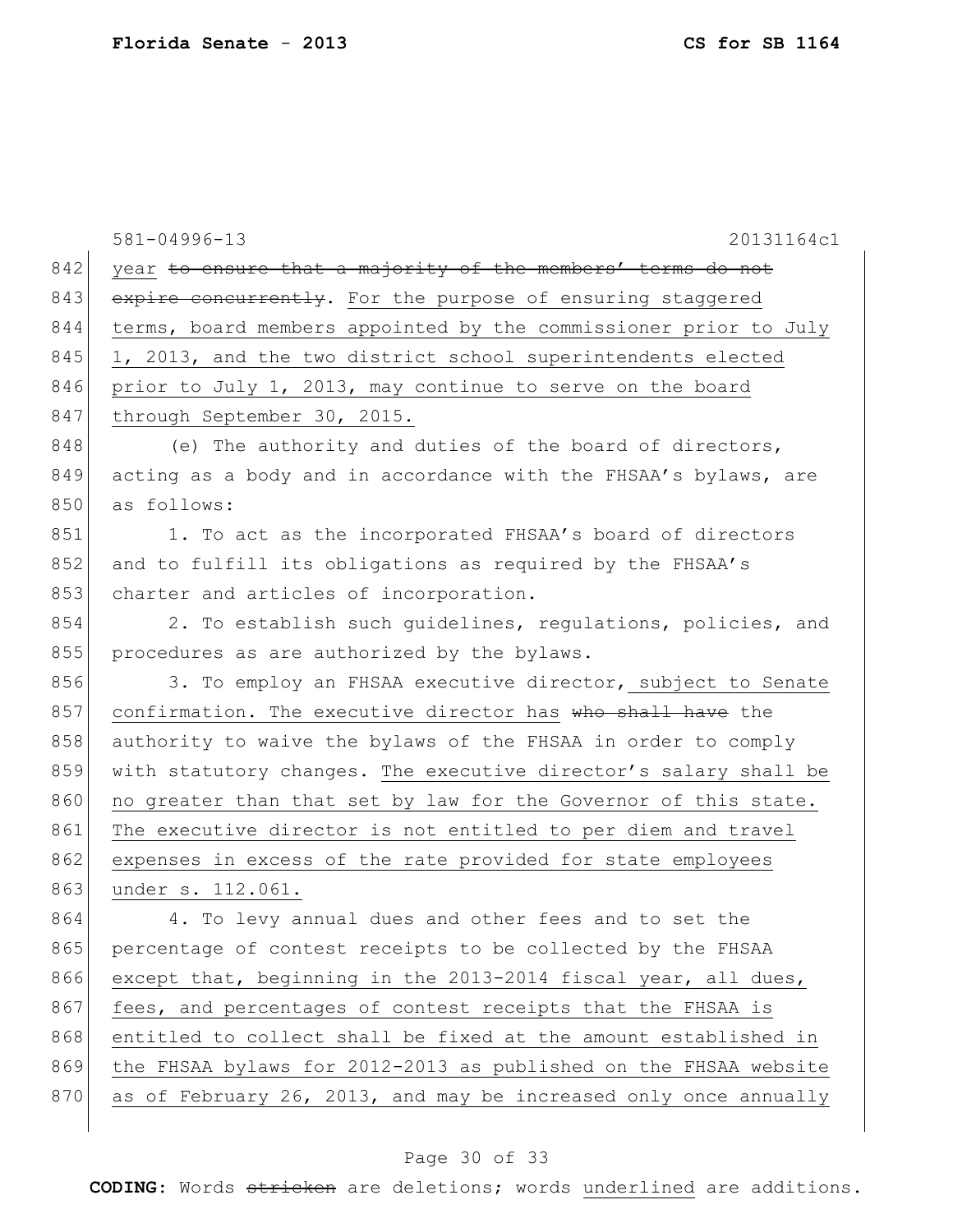581-04996-13 20131164c1

842 year ~~to ensure that a majority of the members' terms do not~~
843 ~~expire concurrently~~. <u>For the purpose of ensuring staggered</u>
844 <u>terms, board members appointed by the commissioner prior to July</u>
845 <u>1, 2013, and the two district school superintendents elected</u>
846 <u>prior to July 1, 2013, may continue to serve on the board</u>
847 <u>through September 30, 2015.</u>

848 (e) The authority and duties of the board of directors,
849 acting as a body and in accordance with the FHSAA's bylaws, are
850 as follows:

851 1. To act as the incorporated FHSAA's board of directors
852 and to fulfill its obligations as required by the FHSAA's
853 charter and articles of incorporation.

854 2. To establish such guidelines, regulations, policies, and
855 procedures as are authorized by the bylaws.

856 3. To employ an FHSAA executive director<u>, subject to Senate</u>
857 <u>confirmation. The executive director has</u> ~~who shall have~~ the
858 authority to waive the bylaws of the FHSAA in order to comply
859 with statutory changes. <u>The executive director's salary shall be</u>
860 <u>no greater than that set by law for the Governor of this state.</u>
861 <u>The executive director is not entitled to per diem and travel</u>
862 <u>expenses in excess of the rate provided for state employees</u>
863 <u>under s. 112.061.</u>

864 4. To levy annual dues and other fees and to set the
865 percentage of contest receipts to be collected by the FHSAA
866 <u>except that, beginning in the 2013-2014 fiscal year, all dues,</u>
867 <u>fees, and percentages of contest receipts that the FHSAA is</u>
868 <u>entitled to collect shall be fixed at the amount established in</u>
869 <u>the FHSAA bylaws for 2012-2013 as published on the FHSAA website</u>
870 <u>as of February 26, 2013, and may be increased only once annually</u>

**CODING:** Words ~~stricken~~ are deletions; words <u>underlined</u> are additions.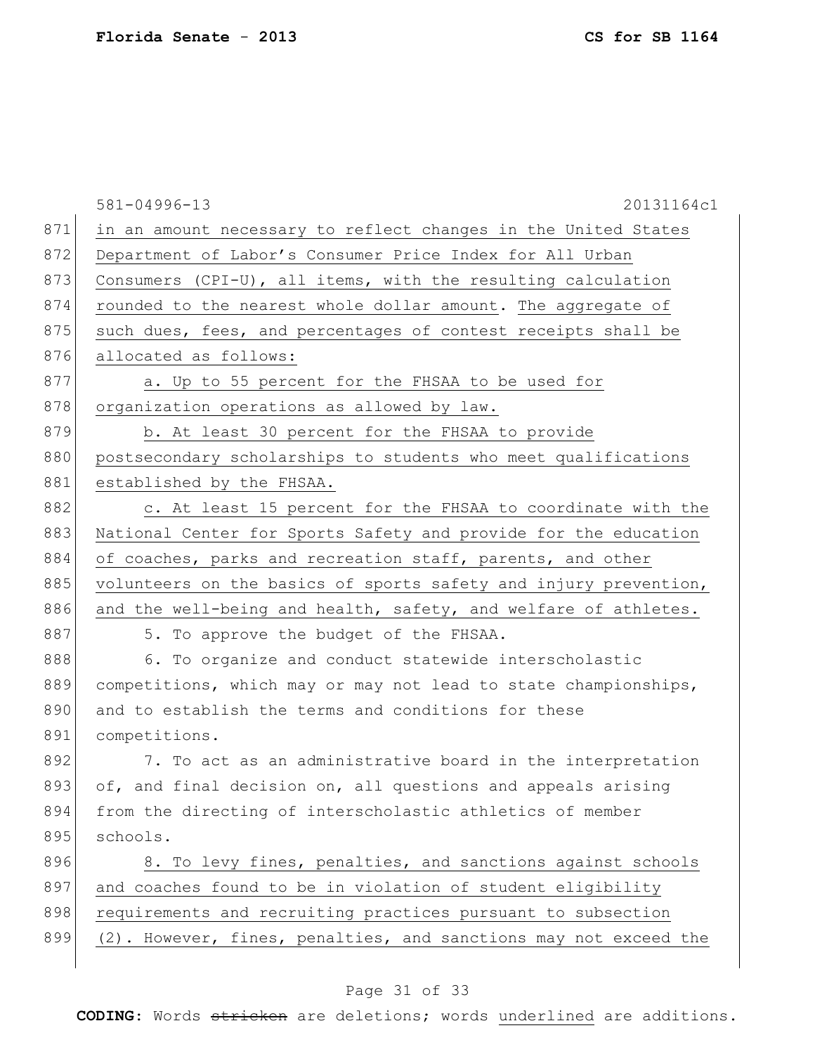in an amount necessary to reflect changes in the United States Department of Labor's Consumer Price Index for All Urban Consumers (CPI-U), all items, with the resulting calculation rounded to the nearest whole dollar amount. The aggregate of such dues, fees, and percentages of contest receipts shall be allocated as follows:

a. Up to 55 percent for the FHSAA to be used for organization operations as allowed by law.

b. At least 30 percent for the FHSAA to provide postsecondary scholarships to students who meet qualifications established by the FHSAA.

c. At least 15 percent for the FHSAA to coordinate with the National Center for Sports Safety and provide for the education of coaches, parks and recreation staff, parents, and other volunteers on the basics of sports safety and injury prevention, and the well-being and health, safety, and welfare of athletes.

5. To approve the budget of the FHSAA.

6. To organize and conduct statewide interscholastic competitions, which may or may not lead to state championships, and to establish the terms and conditions for these competitions.

7. To act as an administrative board in the interpretation of, and final decision on, all questions and appeals arising from the directing of interscholastic athletics of member schools.

8. To levy fines, penalties, and sanctions against schools and coaches found to be in violation of student eligibility requirements and recruiting practices pursuant to subsection (2). However, fines, penalties, and sanctions may not exceed the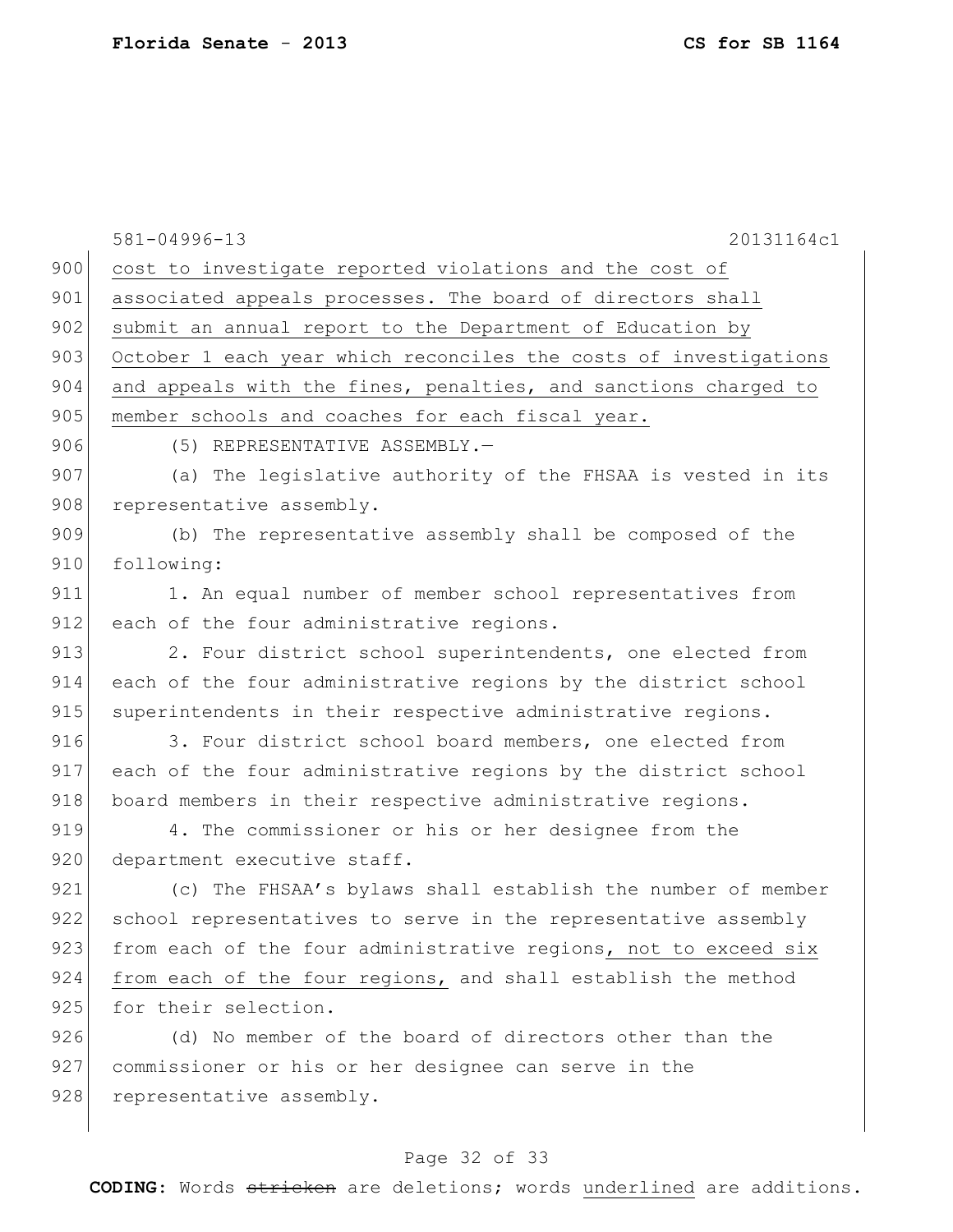cost to investigate reported violations and the cost of associated appeals processes. The board of directors shall submit an annual report to the Department of Education by October 1 each year which reconciles the costs of investigations and appeals with the fines, penalties, and sanctions charged to member schools and coaches for each fiscal year.

(5) REPRESENTATIVE ASSEMBLY.—

(a) The legislative authority of the FHSAA is vested in its representative assembly.

(b) The representative assembly shall be composed of the following:

1. An equal number of member school representatives from each of the four administrative regions.

2. Four district school superintendents, one elected from each of the four administrative regions by the district school superintendents in their respective administrative regions.

3. Four district school board members, one elected from each of the four administrative regions by the district school board members in their respective administrative regions.

4. The commissioner or his or her designee from the department executive staff.

(c) The FHSAA's bylaws shall establish the number of member school representatives to serve in the representative assembly from each of the four administrative regions, not to exceed six from each of the four regions, and shall establish the method for their selection.

(d) No member of the board of directors other than the commissioner or his or her designee can serve in the representative assembly.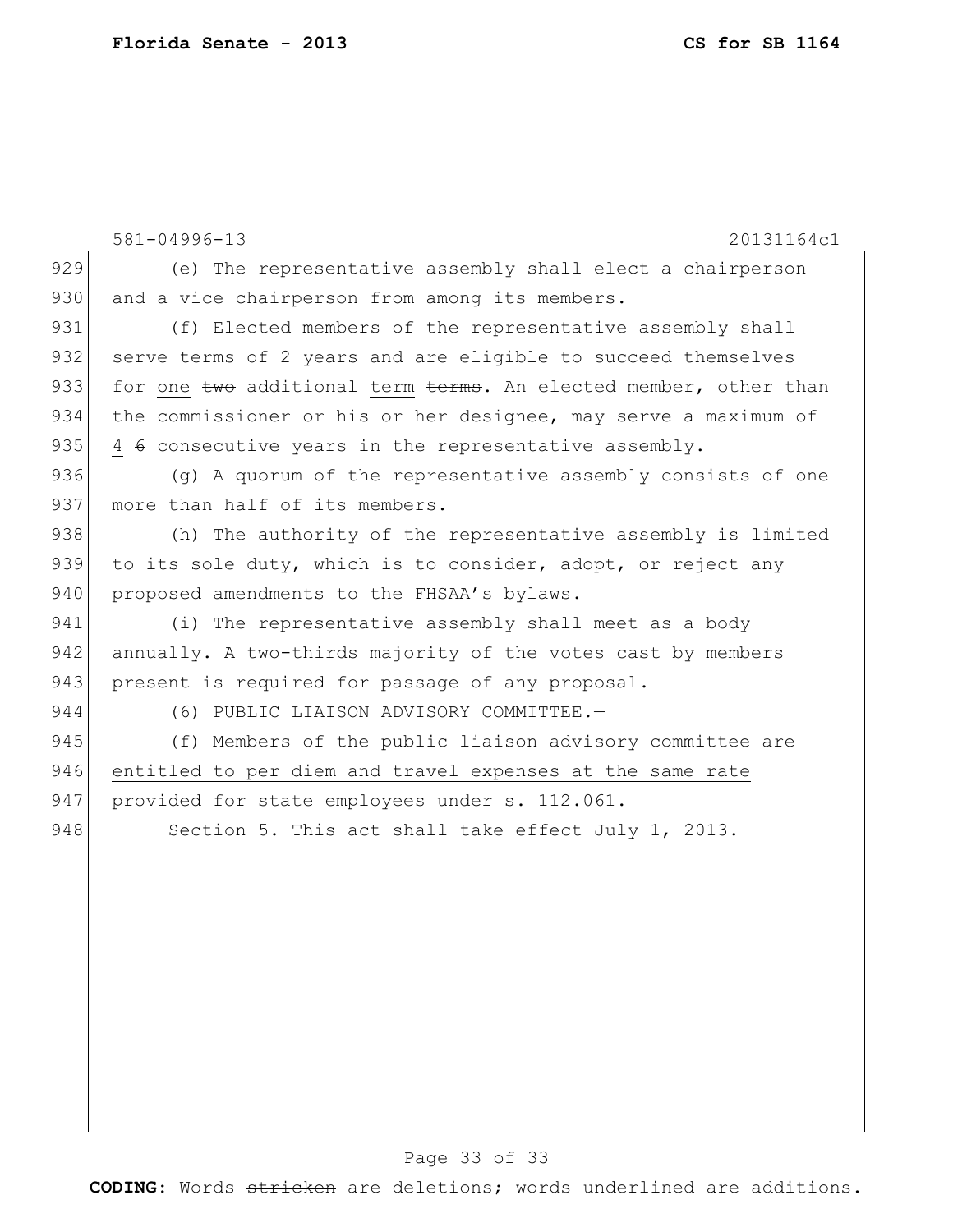581-04996-13 20131164c1

(e) The representative assembly shall elect a chairperson and a vice chairperson from among its members.

(f) Elected members of the representative assembly shall serve terms of 2 years and are eligible to succeed themselves for <u>one</u> ~~two~~ additional <u>term</u> ~~terms~~. An elected member, other than the commissioner or his or her designee, may serve a maximum of <u>4</u> ~~6~~ consecutive years in the representative assembly.

(g) A quorum of the representative assembly consists of one more than half of its members.

(h) The authority of the representative assembly is limited to its sole duty, which is to consider, adopt, or reject any proposed amendments to the FHSAA's bylaws.

(i) The representative assembly shall meet as a body annually. A two-thirds majority of the votes cast by members present is required for passage of any proposal.

(6) PUBLIC LIAISON ADVISORY COMMITTEE.—

<u>(f) Members of the public liaison advisory committee are entitled to per diem and travel expenses at the same rate provided for state employees under s. 112.061.</u>

Section 5. This act shall take effect July 1, 2013.

**CODING:** Words ~~stricken~~ are deletions; words <u>underlined</u> are additions.